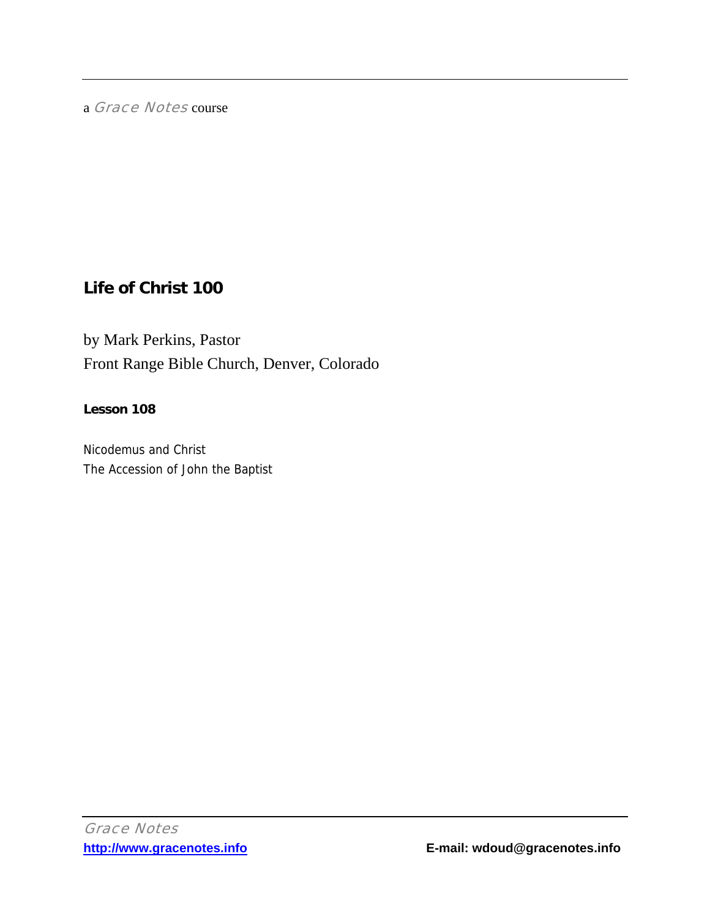a *Grace Notes* course

# Life of Christ 100

by Mark Perkins, Pastor
Front Range Bible Church, Denver, Colorado

**Lesson 108**

Nicodemus and Christ
The Accession of John the Baptist

*Grace Notes*
http://www.gracenotes.info
E-mail: wdoud@gracenotes.info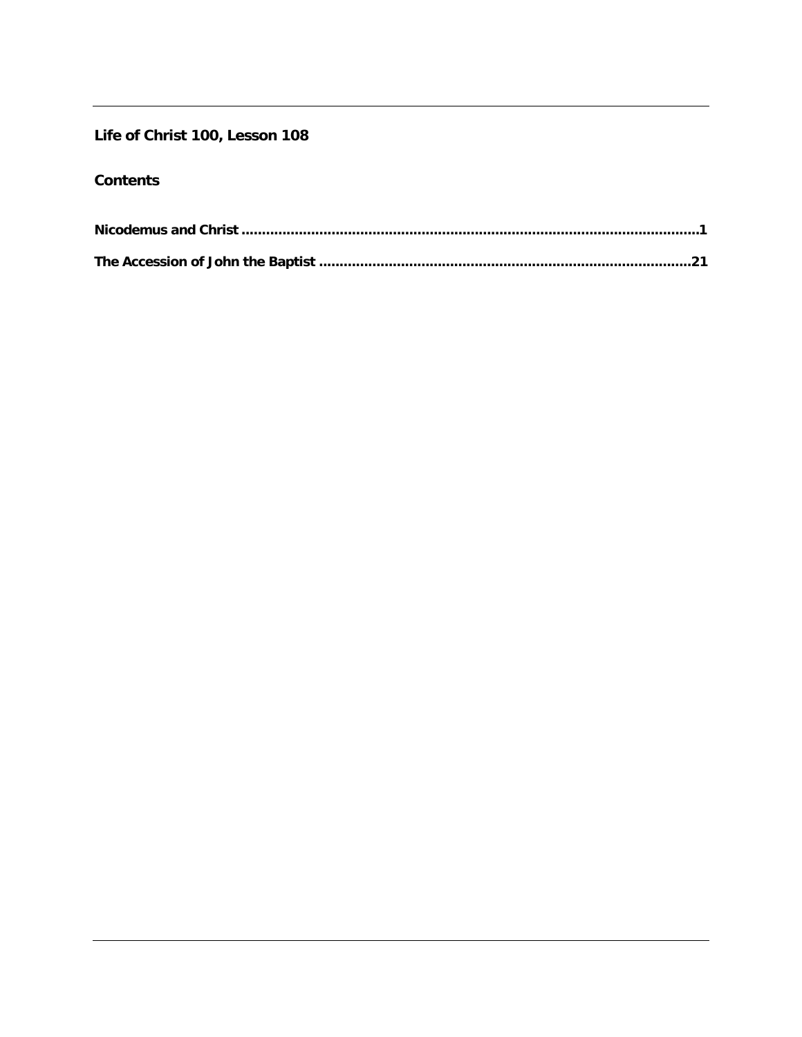**Life of Christ 100, Lesson 108**

**Contents**

**Nicodemus and Christ ............................................................................................................1**

**The Accession of John the Baptist .........................................................................................21**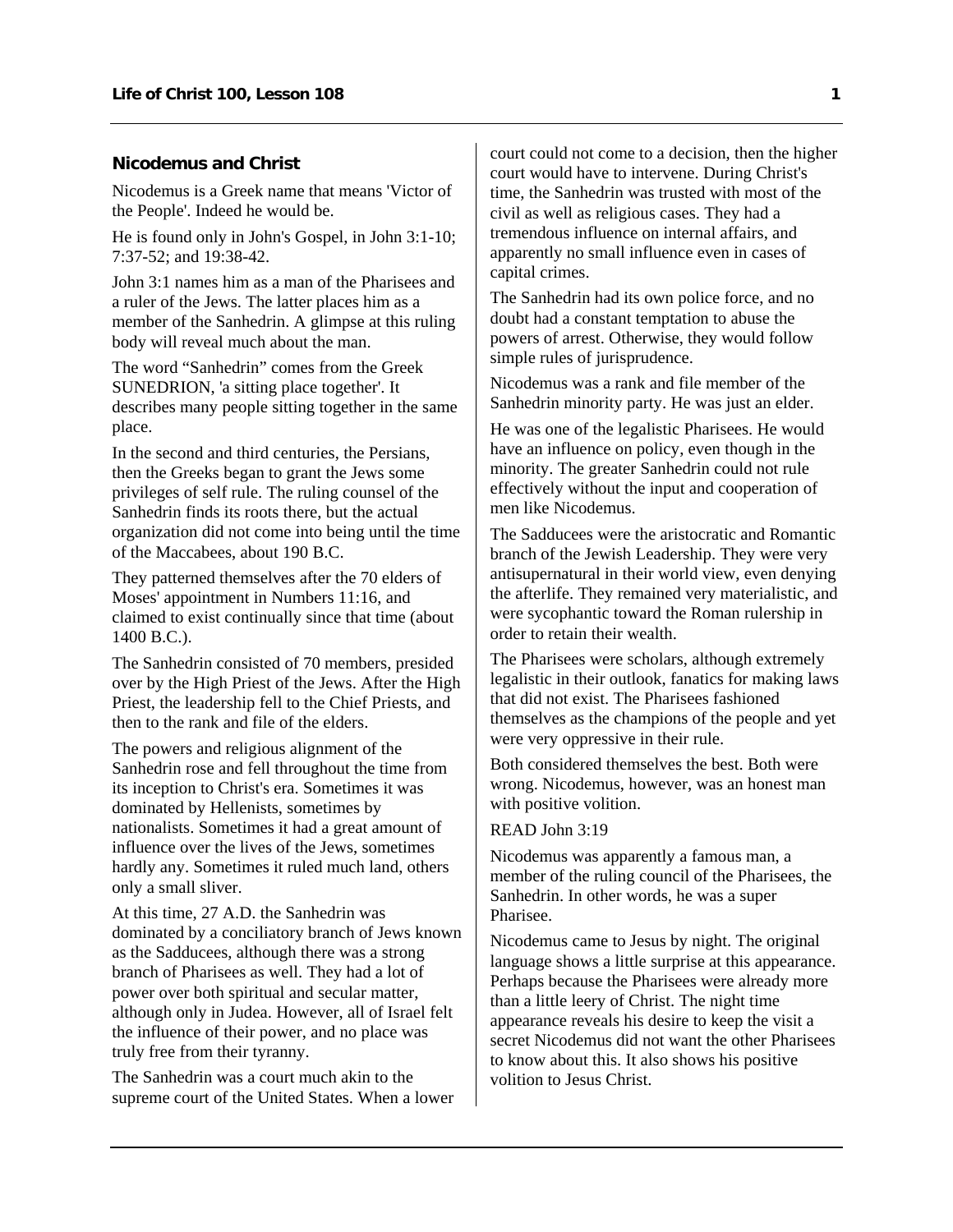## Nicodemus and Christ

Nicodemus is a Greek name that means 'Victor of the People'. Indeed he would be.

He is found only in John's Gospel, in John 3:1-10; 7:37-52; and 19:38-42.

John 3:1 names him as a man of the Pharisees and a ruler of the Jews. The latter places him as a member of the Sanhedrin. A glimpse at this ruling body will reveal much about the man.

The word "Sanhedrin" comes from the Greek SUNEDRION, 'a sitting place together'. It describes many people sitting together in the same place.

In the second and third centuries, the Persians, then the Greeks began to grant the Jews some privileges of self rule. The ruling counsel of the Sanhedrin finds its roots there, but the actual organization did not come into being until the time of the Maccabees, about 190 B.C.

They patterned themselves after the 70 elders of Moses' appointment in Numbers 11:16, and claimed to exist continually since that time (about 1400 B.C.).

The Sanhedrin consisted of 70 members, presided over by the High Priest of the Jews. After the High Priest, the leadership fell to the Chief Priests, and then to the rank and file of the elders.

The powers and religious alignment of the Sanhedrin rose and fell throughout the time from its inception to Christ's era. Sometimes it was dominated by Hellenists, sometimes by nationalists. Sometimes it had a great amount of influence over the lives of the Jews, sometimes hardly any. Sometimes it ruled much land, others only a small sliver.

At this time, 27 A.D. the Sanhedrin was dominated by a conciliatory branch of Jews known as the Sadducees, although there was a strong branch of Pharisees as well. They had a lot of power over both spiritual and secular matter, although only in Judea. However, all of Israel felt the influence of their power, and no place was truly free from their tyranny.

The Sanhedrin was a court much akin to the supreme court of the United States. When a lower court could not come to a decision, then the higher court would have to intervene. During Christ's time, the Sanhedrin was trusted with most of the civil as well as religious cases. They had a tremendous influence on internal affairs, and apparently no small influence even in cases of capital crimes.

The Sanhedrin had its own police force, and no doubt had a constant temptation to abuse the powers of arrest. Otherwise, they would follow simple rules of jurisprudence.

Nicodemus was a rank and file member of the Sanhedrin minority party. He was just an elder.

He was one of the legalistic Pharisees. He would have an influence on policy, even though in the minority. The greater Sanhedrin could not rule effectively without the input and cooperation of men like Nicodemus.

The Sadducees were the aristocratic and Romantic branch of the Jewish Leadership. They were very antisupernatural in their world view, even denying the afterlife. They remained very materialistic, and were sycophantic toward the Roman rulership in order to retain their wealth.

The Pharisees were scholars, although extremely legalistic in their outlook, fanatics for making laws that did not exist. The Pharisees fashioned themselves as the champions of the people and yet were very oppressive in their rule.

Both considered themselves the best. Both were wrong. Nicodemus, however, was an honest man with positive volition.

READ John 3:19

Nicodemus was apparently a famous man, a member of the ruling council of the Pharisees, the Sanhedrin. In other words, he was a super Pharisee.

Nicodemus came to Jesus by night. The original language shows a little surprise at this appearance. Perhaps because the Pharisees were already more than a little leery of Christ. The night time appearance reveals his desire to keep the visit a secret Nicodemus did not want the other Pharisees to know about this. It also shows his positive volition to Jesus Christ.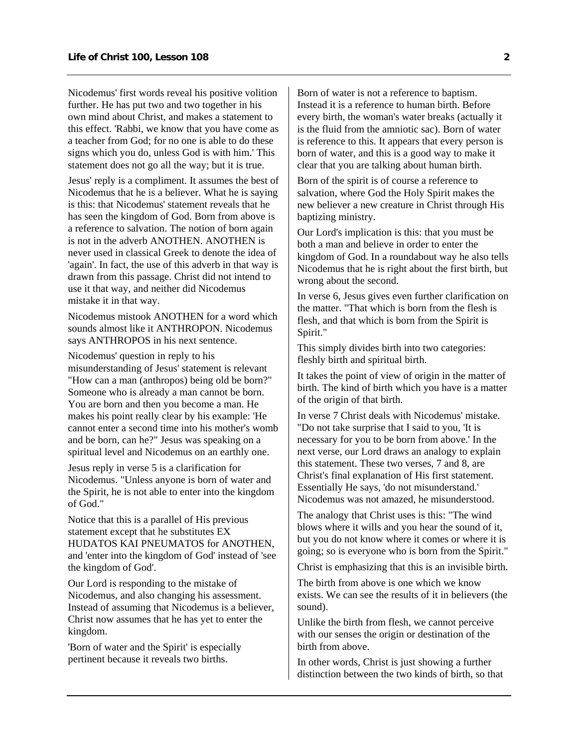Nicodemus' first words reveal his positive volition further. He has put two and two together in his own mind about Christ, and makes a statement to this effect. 'Rabbi, we know that you have come as a teacher from God; for no one is able to do these signs which you do, unless God is with him.' This statement does not go all the way; but it is true.

Jesus' reply is a compliment. It assumes the best of Nicodemus that he is a believer. What he is saying is this: that Nicodemus' statement reveals that he has seen the kingdom of God. Born from above is a reference to salvation. The notion of born again is not in the adverb ANOTHEN. ANOTHEN is never used in classical Greek to denote the idea of 'again'. In fact, the use of this adverb in that way is drawn from this passage. Christ did not intend to use it that way, and neither did Nicodemus mistake it in that way.

Nicodemus mistook ANOTHEN for a word which sounds almost like it ANTHROPON. Nicodemus says ANTHROPOS in his next sentence.

Nicodemus' question in reply to his misunderstanding of Jesus' statement is relevant "How can a man (anthropos) being old be born?" Someone who is already a man cannot be born. You are born and then you become a man. He makes his point really clear by his example: 'He cannot enter a second time into his mother's womb and be born, can he?" Jesus was speaking on a spiritual level and Nicodemus on an earthly one.

Jesus reply in verse 5 is a clarification for Nicodemus. "Unless anyone is born of water and the Spirit, he is not able to enter into the kingdom of God."

Notice that this is a parallel of His previous statement except that he substitutes EX HUDATOS KAI PNEUMATOS for ANOTHEN, and 'enter into the kingdom of God' instead of 'see the kingdom of God'.

Our Lord is responding to the mistake of Nicodemus, and also changing his assessment. Instead of assuming that Nicodemus is a believer, Christ now assumes that he has yet to enter the kingdom.

'Born of water and the Spirit' is especially pertinent because it reveals two births.

Born of water is not a reference to baptism. Instead it is a reference to human birth. Before every birth, the woman's water breaks (actually it is the fluid from the amniotic sac). Born of water is reference to this. It appears that every person is born of water, and this is a good way to make it clear that you are talking about human birth.

Born of the spirit is of course a reference to salvation, where God the Holy Spirit makes the new believer a new creature in Christ through His baptizing ministry.

Our Lord's implication is this: that you must be both a man and believe in order to enter the kingdom of God. In a roundabout way he also tells Nicodemus that he is right about the first birth, but wrong about the second.

In verse 6, Jesus gives even further clarification on the matter. "That which is born from the flesh is flesh, and that which is born from the Spirit is Spirit."

This simply divides birth into two categories: fleshly birth and spiritual birth.

It takes the point of view of origin in the matter of birth. The kind of birth which you have is a matter of the origin of that birth.

In verse 7 Christ deals with Nicodemus' mistake. "Do not take surprise that I said to you, 'It is necessary for you to be born from above.' In the next verse, our Lord draws an analogy to explain this statement. These two verses, 7 and 8, are Christ's final explanation of His first statement. Essentially He says, 'do not misunderstand.' Nicodemus was not amazed, he misunderstood.

The analogy that Christ uses is this: "The wind blows where it wills and you hear the sound of it, but you do not know where it comes or where it is going; so is everyone who is born from the Spirit."

Christ is emphasizing that this is an invisible birth.

The birth from above is one which we know exists. We can see the results of it in believers (the sound).

Unlike the birth from flesh, we cannot perceive with our senses the origin or destination of the birth from above.

In other words, Christ is just showing a further distinction between the two kinds of birth, so that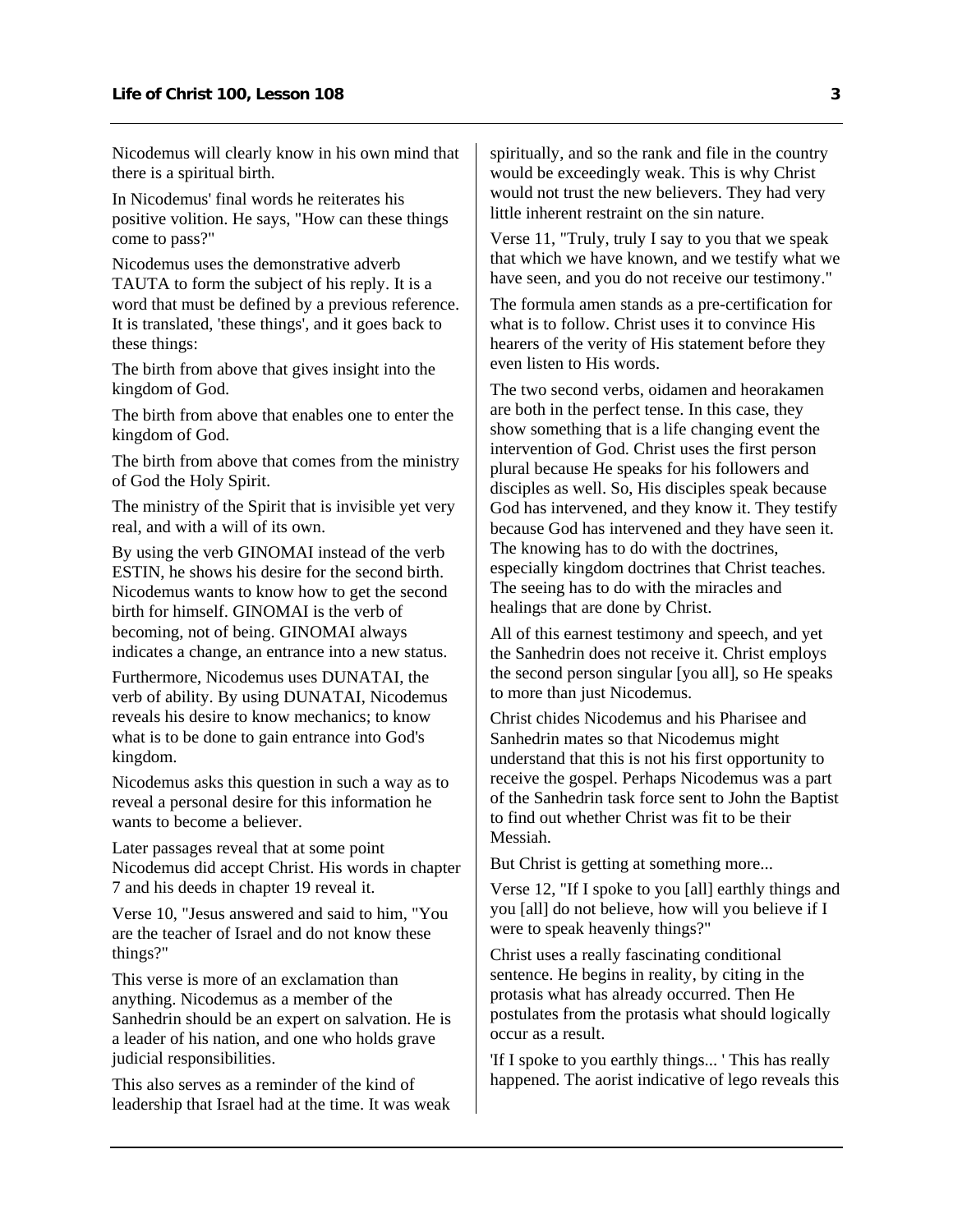Nicodemus will clearly know in his own mind that there is a spiritual birth.

In Nicodemus' final words he reiterates his positive volition. He says, "How can these things come to pass?"

Nicodemus uses the demonstrative adverb TAUTA to form the subject of his reply. It is a word that must be defined by a previous reference. It is translated, 'these things', and it goes back to these things:

The birth from above that gives insight into the kingdom of God.

The birth from above that enables one to enter the kingdom of God.

The birth from above that comes from the ministry of God the Holy Spirit.

The ministry of the Spirit that is invisible yet very real, and with a will of its own.

By using the verb GINOMAI instead of the verb ESTIN, he shows his desire for the second birth. Nicodemus wants to know how to get the second birth for himself. GINOMAI is the verb of becoming, not of being. GINOMAI always indicates a change, an entrance into a new status.

Furthermore, Nicodemus uses DUNATAI, the verb of ability. By using DUNATAI, Nicodemus reveals his desire to know mechanics; to know what is to be done to gain entrance into God's kingdom.

Nicodemus asks this question in such a way as to reveal a personal desire for this information he wants to become a believer.

Later passages reveal that at some point Nicodemus did accept Christ. His words in chapter 7 and his deeds in chapter 19 reveal it.

Verse 10, "Jesus answered and said to him, "You are the teacher of Israel and do not know these things?"

This verse is more of an exclamation than anything. Nicodemus as a member of the Sanhedrin should be an expert on salvation. He is a leader of his nation, and one who holds grave judicial responsibilities.

This also serves as a reminder of the kind of leadership that Israel had at the time. It was weak spiritually, and so the rank and file in the country would be exceedingly weak. This is why Christ would not trust the new believers. They had very little inherent restraint on the sin nature.

Verse 11, "Truly, truly I say to you that we speak that which we have known, and we testify what we have seen, and you do not receive our testimony."

The formula amen stands as a pre-certification for what is to follow. Christ uses it to convince His hearers of the verity of His statement before they even listen to His words.

The two second verbs, oidamen and heorakamen are both in the perfect tense. In this case, they show something that is a life changing event the intervention of God. Christ uses the first person plural because He speaks for his followers and disciples as well. So, His disciples speak because God has intervened, and they know it. They testify because God has intervened and they have seen it. The knowing has to do with the doctrines, especially kingdom doctrines that Christ teaches. The seeing has to do with the miracles and healings that are done by Christ.

All of this earnest testimony and speech, and yet the Sanhedrin does not receive it. Christ employs the second person singular [you all], so He speaks to more than just Nicodemus.

Christ chides Nicodemus and his Pharisee and Sanhedrin mates so that Nicodemus might understand that this is not his first opportunity to receive the gospel. Perhaps Nicodemus was a part of the Sanhedrin task force sent to John the Baptist to find out whether Christ was fit to be their Messiah.

But Christ is getting at something more...

Verse 12, "If I spoke to you [all] earthly things and you [all] do not believe, how will you believe if I were to speak heavenly things?"

Christ uses a really fascinating conditional sentence. He begins in reality, by citing in the protasis what has already occurred. Then He postulates from the protasis what should logically occur as a result.

'If I spoke to you earthly things... ' This has really happened. The aorist indicative of lego reveals this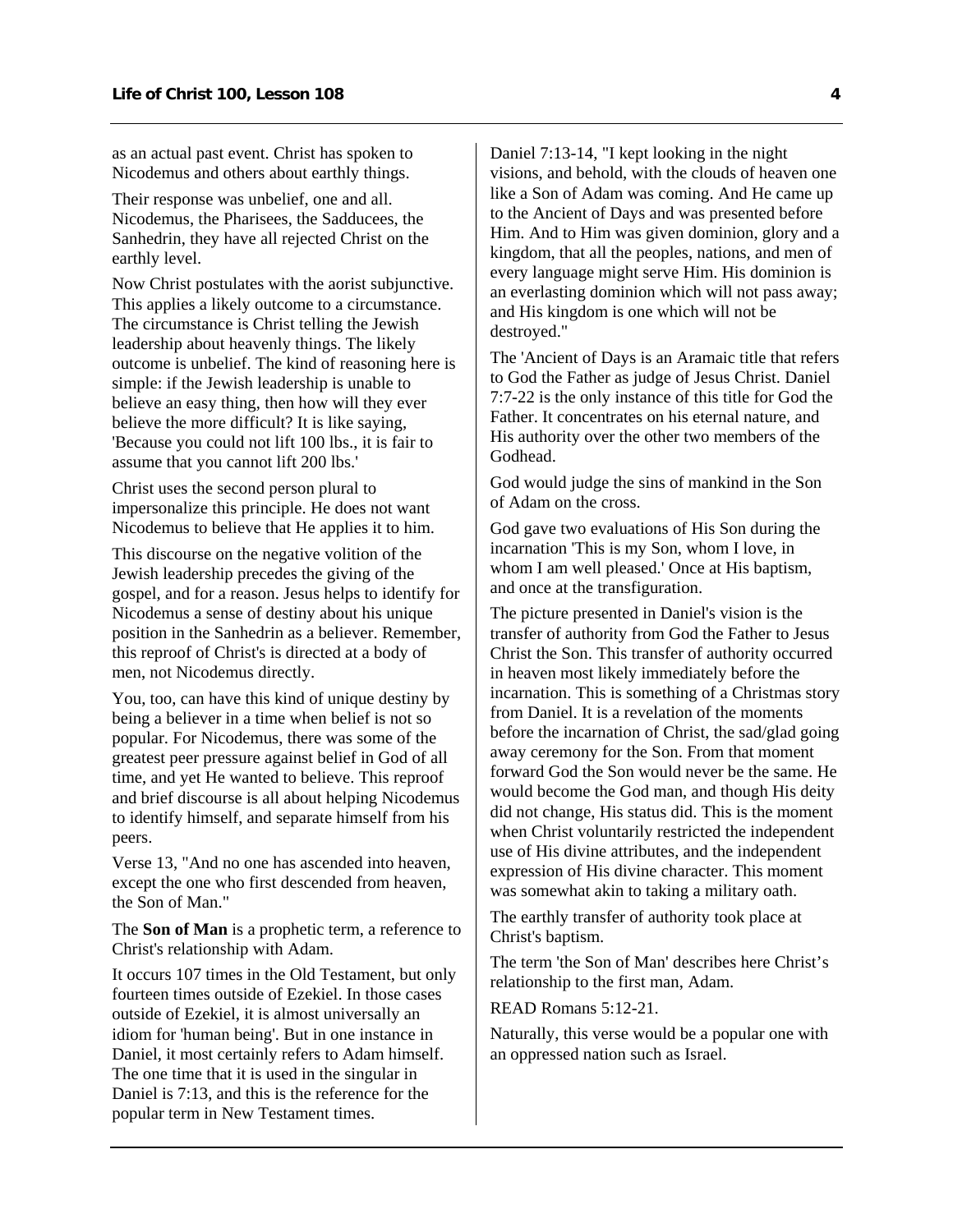as an actual past event. Christ has spoken to Nicodemus and others about earthly things.

Their response was unbelief, one and all. Nicodemus, the Pharisees, the Sadducees, the Sanhedrin, they have all rejected Christ on the earthly level.

Now Christ postulates with the aorist subjunctive. This applies a likely outcome to a circumstance. The circumstance is Christ telling the Jewish leadership about heavenly things. The likely outcome is unbelief. The kind of reasoning here is simple: if the Jewish leadership is unable to believe an easy thing, then how will they ever believe the more difficult? It is like saying, 'Because you could not lift 100 lbs., it is fair to assume that you cannot lift 200 lbs.'

Christ uses the second person plural to impersonalize this principle. He does not want Nicodemus to believe that He applies it to him.

This discourse on the negative volition of the Jewish leadership precedes the giving of the gospel, and for a reason. Jesus helps to identify for Nicodemus a sense of destiny about his unique position in the Sanhedrin as a believer. Remember, this reproof of Christ's is directed at a body of men, not Nicodemus directly.

You, too, can have this kind of unique destiny by being a believer in a time when belief is not so popular. For Nicodemus, there was some of the greatest peer pressure against belief in God of all time, and yet He wanted to believe. This reproof and brief discourse is all about helping Nicodemus to identify himself, and separate himself from his peers.

Verse 13, "And no one has ascended into heaven, except the one who first descended from heaven, the Son of Man."

The **Son of Man** is a prophetic term, a reference to Christ's relationship with Adam.

It occurs 107 times in the Old Testament, but only fourteen times outside of Ezekiel. In those cases outside of Ezekiel, it is almost universally an idiom for 'human being'. But in one instance in Daniel, it most certainly refers to Adam himself. The one time that it is used in the singular in Daniel is 7:13, and this is the reference for the popular term in New Testament times.

Daniel 7:13-14, "I kept looking in the night visions, and behold, with the clouds of heaven one like a Son of Adam was coming. And He came up to the Ancient of Days and was presented before Him. And to Him was given dominion, glory and a kingdom, that all the peoples, nations, and men of every language might serve Him. His dominion is an everlasting dominion which will not pass away; and His kingdom is one which will not be destroyed."

The 'Ancient of Days is an Aramaic title that refers to God the Father as judge of Jesus Christ. Daniel 7:7-22 is the only instance of this title for God the Father. It concentrates on his eternal nature, and His authority over the other two members of the Godhead.

God would judge the sins of mankind in the Son of Adam on the cross.

God gave two evaluations of His Son during the incarnation 'This is my Son, whom I love, in whom I am well pleased.' Once at His baptism, and once at the transfiguration.

The picture presented in Daniel's vision is the transfer of authority from God the Father to Jesus Christ the Son. This transfer of authority occurred in heaven most likely immediately before the incarnation. This is something of a Christmas story from Daniel. It is a revelation of the moments before the incarnation of Christ, the sad/glad going away ceremony for the Son. From that moment forward God the Son would never be the same. He would become the God man, and though His deity did not change, His status did. This is the moment when Christ voluntarily restricted the independent use of His divine attributes, and the independent expression of His divine character. This moment was somewhat akin to taking a military oath.

The earthly transfer of authority took place at Christ's baptism.

The term 'the Son of Man' describes here Christ's relationship to the first man, Adam.

READ Romans 5:12-21.

Naturally, this verse would be a popular one with an oppressed nation such as Israel.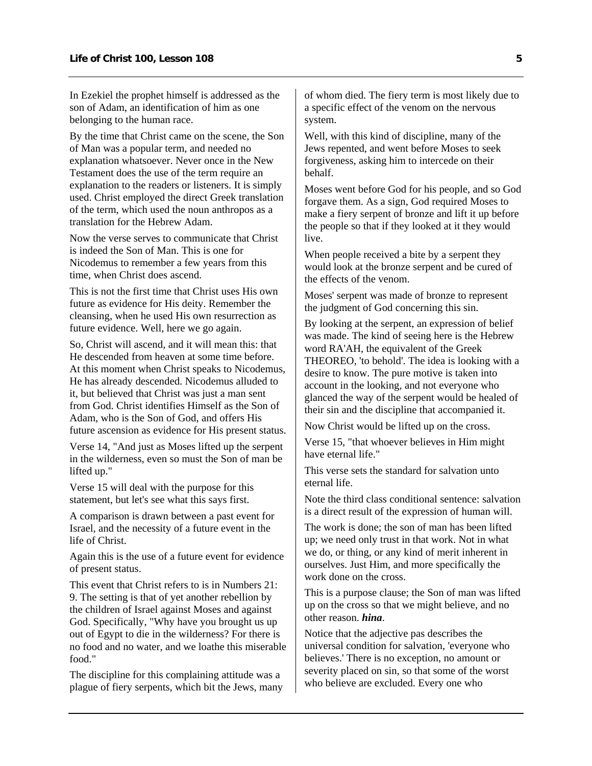In Ezekiel the prophet himself is addressed as the son of Adam, an identification of him as one belonging to the human race.

By the time that Christ came on the scene, the Son of Man was a popular term, and needed no explanation whatsoever. Never once in the New Testament does the use of the term require an explanation to the readers or listeners. It is simply used. Christ employed the direct Greek translation of the term, which used the noun anthropos as a translation for the Hebrew Adam.

Now the verse serves to communicate that Christ is indeed the Son of Man. This is one for Nicodemus to remember a few years from this time, when Christ does ascend.

This is not the first time that Christ uses His own future as evidence for His deity. Remember the cleansing, when he used His own resurrection as future evidence. Well, here we go again.

So, Christ will ascend, and it will mean this: that He descended from heaven at some time before. At this moment when Christ speaks to Nicodemus, He has already descended. Nicodemus alluded to it, but believed that Christ was just a man sent from God. Christ identifies Himself as the Son of Adam, who is the Son of God, and offers His future ascension as evidence for His present status.

Verse 14, "And just as Moses lifted up the serpent in the wilderness, even so must the Son of man be lifted up."

Verse 15 will deal with the purpose for this statement, but let's see what this says first.

A comparison is drawn between a past event for Israel, and the necessity of a future event in the life of Christ.

Again this is the use of a future event for evidence of present status.

This event that Christ refers to is in Numbers 21: 9. The setting is that of yet another rebellion by the children of Israel against Moses and against God. Specifically, "Why have you brought us up out of Egypt to die in the wilderness? For there is no food and no water, and we loathe this miserable food."

The discipline for this complaining attitude was a plague of fiery serpents, which bit the Jews, many of whom died. The fiery term is most likely due to a specific effect of the venom on the nervous system.

Well, with this kind of discipline, many of the Jews repented, and went before Moses to seek forgiveness, asking him to intercede on their behalf.

Moses went before God for his people, and so God forgave them. As a sign, God required Moses to make a fiery serpent of bronze and lift it up before the people so that if they looked at it they would live.

When people received a bite by a serpent they would look at the bronze serpent and be cured of the effects of the venom.

Moses' serpent was made of bronze to represent the judgment of God concerning this sin.

By looking at the serpent, an expression of belief was made. The kind of seeing here is the Hebrew word RA'AH, the equivalent of the Greek THEOREO, 'to behold'. The idea is looking with a desire to know. The pure motive is taken into account in the looking, and not everyone who glanced the way of the serpent would be healed of their sin and the discipline that accompanied it.

Now Christ would be lifted up on the cross.

Verse 15, "that whoever believes in Him might have eternal life."

This verse sets the standard for salvation unto eternal life.

Note the third class conditional sentence: salvation is a direct result of the expression of human will.

The work is done; the son of man has been lifted up; we need only trust in that work. Not in what we do, or thing, or any kind of merit inherent in ourselves. Just Him, and more specifically the work done on the cross.

This is a purpose clause; the Son of man was lifted up on the cross so that we might believe, and no other reason. ***hina***.

Notice that the adjective pas describes the universal condition for salvation, 'everyone who believes.' There is no exception, no amount or severity placed on sin, so that some of the worst who believe are excluded. Every one who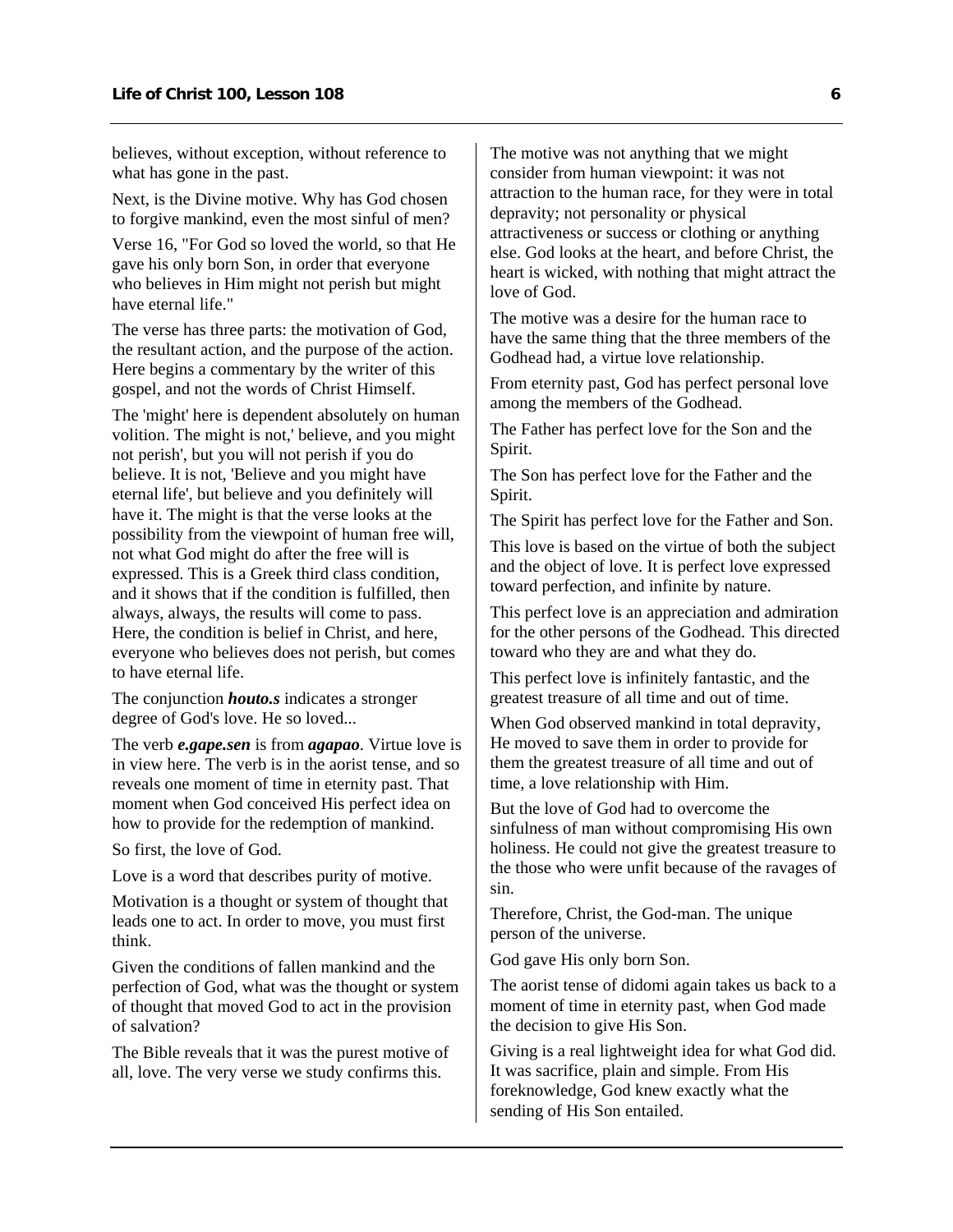believes, without exception, without reference to what has gone in the past.

Next, is the Divine motive. Why has God chosen to forgive mankind, even the most sinful of men?

Verse 16, "For God so loved the world, so that He gave his only born Son, in order that everyone who believes in Him might not perish but might have eternal life."

The verse has three parts: the motivation of God, the resultant action, and the purpose of the action. Here begins a commentary by the writer of this gospel, and not the words of Christ Himself.

The 'might' here is dependent absolutely on human volition. The might is not,' believe, and you might not perish', but you will not perish if you do believe. It is not, 'Believe and you might have eternal life', but believe and you definitely will have it. The might is that the verse looks at the possibility from the viewpoint of human free will, not what God might do after the free will is expressed. This is a Greek third class condition, and it shows that if the condition is fulfilled, then always, always, the results will come to pass. Here, the condition is belief in Christ, and here, everyone who believes does not perish, but comes to have eternal life.

The conjunction ***houto.s*** indicates a stronger degree of God's love. He so loved...

The verb ***e.gape.sen*** is from ***agapao***. Virtue love is in view here. The verb is in the aorist tense, and so reveals one moment of time in eternity past. That moment when God conceived His perfect idea on how to provide for the redemption of mankind.

So first, the love of God.

Love is a word that describes purity of motive.

Motivation is a thought or system of thought that leads one to act. In order to move, you must first think.

Given the conditions of fallen mankind and the perfection of God, what was the thought or system of thought that moved God to act in the provision of salvation?

The Bible reveals that it was the purest motive of all, love. The very verse we study confirms this.

The motive was not anything that we might consider from human viewpoint: it was not attraction to the human race, for they were in total depravity; not personality or physical attractiveness or success or clothing or anything else. God looks at the heart, and before Christ, the heart is wicked, with nothing that might attract the love of God.

The motive was a desire for the human race to have the same thing that the three members of the Godhead had, a virtue love relationship.

From eternity past, God has perfect personal love among the members of the Godhead.

The Father has perfect love for the Son and the Spirit.

The Son has perfect love for the Father and the Spirit.

The Spirit has perfect love for the Father and Son.

This love is based on the virtue of both the subject and the object of love. It is perfect love expressed toward perfection, and infinite by nature.

This perfect love is an appreciation and admiration for the other persons of the Godhead. This directed toward who they are and what they do.

This perfect love is infinitely fantastic, and the greatest treasure of all time and out of time.

When God observed mankind in total depravity, He moved to save them in order to provide for them the greatest treasure of all time and out of time, a love relationship with Him.

But the love of God had to overcome the sinfulness of man without compromising His own holiness. He could not give the greatest treasure to the those who were unfit because of the ravages of sin.

Therefore, Christ, the God-man. The unique person of the universe.

God gave His only born Son.

The aorist tense of didomi again takes us back to a moment of time in eternity past, when God made the decision to give His Son.

Giving is a real lightweight idea for what God did. It was sacrifice, plain and simple. From His foreknowledge, God knew exactly what the sending of His Son entailed.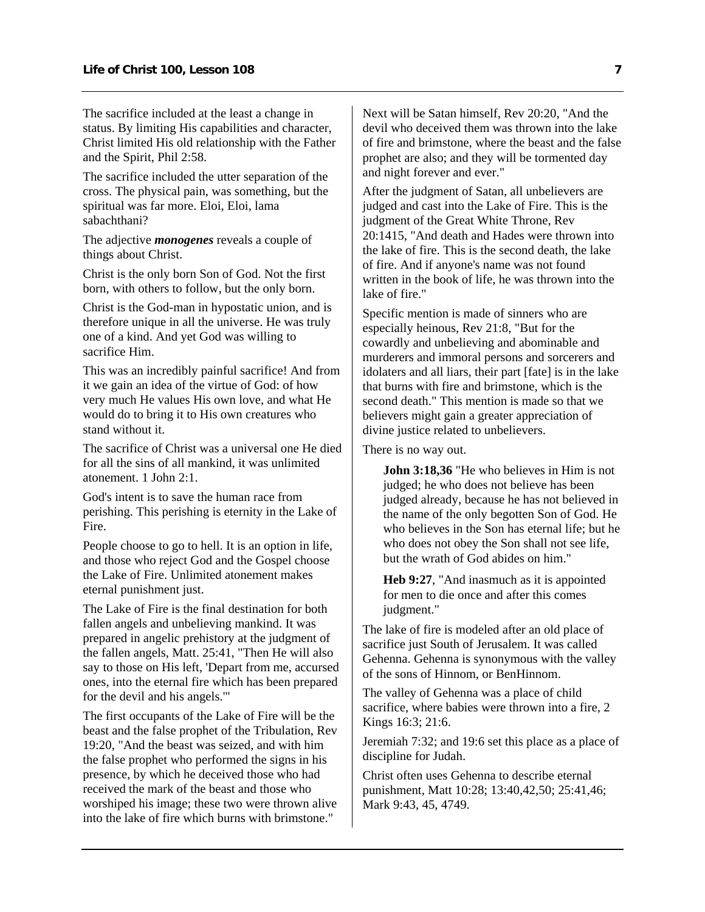The sacrifice included at the least a change in status. By limiting His capabilities and character, Christ limited His old relationship with the Father and the Spirit, Phil 2:58.

The sacrifice included the utter separation of the cross. The physical pain, was something, but the spiritual was far more. Eloi, Eloi, lama sabachthani?

The adjective ***monogenes*** reveals a couple of things about Christ.

Christ is the only born Son of God. Not the first born, with others to follow, but the only born.

Christ is the God-man in hypostatic union, and is therefore unique in all the universe. He was truly one of a kind. And yet God was willing to sacrifice Him.

This was an incredibly painful sacrifice! And from it we gain an idea of the virtue of God: of how very much He values His own love, and what He would do to bring it to His own creatures who stand without it.

The sacrifice of Christ was a universal one He died for all the sins of all mankind, it was unlimited atonement. 1 John 2:1.

God's intent is to save the human race from perishing. This perishing is eternity in the Lake of Fire.

People choose to go to hell. It is an option in life, and those who reject God and the Gospel choose the Lake of Fire. Unlimited atonement makes eternal punishment just.

The Lake of Fire is the final destination for both fallen angels and unbelieving mankind. It was prepared in angelic prehistory at the judgment of the fallen angels, Matt. 25:41, "Then He will also say to those on His left, 'Depart from me, accursed ones, into the eternal fire which has been prepared for the devil and his angels.'"

The first occupants of the Lake of Fire will be the beast and the false prophet of the Tribulation, Rev 19:20, "And the beast was seized, and with him the false prophet who performed the signs in his presence, by which he deceived those who had received the mark of the beast and those who worshiped his image; these two were thrown alive into the lake of fire which burns with brimstone."

Next will be Satan himself, Rev 20:20, "And the devil who deceived them was thrown into the lake of fire and brimstone, where the beast and the false prophet are also; and they will be tormented day and night forever and ever."

After the judgment of Satan, all unbelievers are judged and cast into the Lake of Fire. This is the judgment of the Great White Throne, Rev 20:1415, "And death and Hades were thrown into the lake of fire. This is the second death, the lake of fire. And if anyone's name was not found written in the book of life, he was thrown into the lake of fire."

Specific mention is made of sinners who are especially heinous, Rev 21:8, "But for the cowardly and unbelieving and abominable and murderers and immoral persons and sorcerers and idolaters and all liars, their part [fate] is in the lake that burns with fire and brimstone, which is the second death." This mention is made so that we believers might gain a greater appreciation of divine justice related to unbelievers.

There is no way out.

> **John 3:18,36** "He who believes in Him is not judged; he who does not believe has been judged already, because he has not believed in the name of the only begotten Son of God. He who believes in the Son has eternal life; but he who does not obey the Son shall not see life, but the wrath of God abides on him."

> **Heb 9:27**, "And inasmuch as it is appointed for men to die once and after this comes judgment."

The lake of fire is modeled after an old place of sacrifice just South of Jerusalem. It was called Gehenna. Gehenna is synonymous with the valley of the sons of Hinnom, or BenHinnom.

The valley of Gehenna was a place of child sacrifice, where babies were thrown into a fire, 2 Kings 16:3; 21:6.

Jeremiah 7:32; and 19:6 set this place as a place of discipline for Judah.

Christ often uses Gehenna to describe eternal punishment, Matt 10:28; 13:40,42,50; 25:41,46; Mark 9:43, 45, 4749.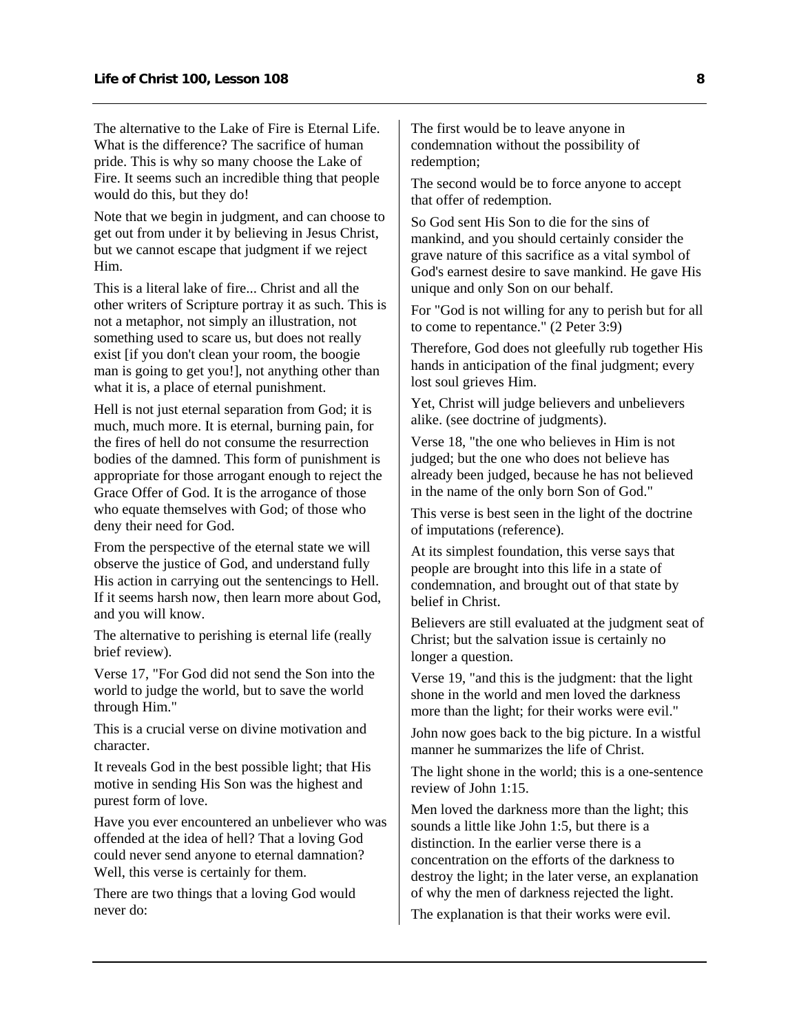The alternative to the Lake of Fire is Eternal Life. What is the difference? The sacrifice of human pride. This is why so many choose the Lake of Fire. It seems such an incredible thing that people would do this, but they do!

Note that we begin in judgment, and can choose to get out from under it by believing in Jesus Christ, but we cannot escape that judgment if we reject Him.

This is a literal lake of fire... Christ and all the other writers of Scripture portray it as such. This is not a metaphor, not simply an illustration, not something used to scare us, but does not really exist [if you don't clean your room, the boogie man is going to get you!], not anything other than what it is, a place of eternal punishment.

Hell is not just eternal separation from God; it is much, much more. It is eternal, burning pain, for the fires of hell do not consume the resurrection bodies of the damned. This form of punishment is appropriate for those arrogant enough to reject the Grace Offer of God. It is the arrogance of those who equate themselves with God; of those who deny their need for God.

From the perspective of the eternal state we will observe the justice of God, and understand fully His action in carrying out the sentencings to Hell. If it seems harsh now, then learn more about God, and you will know.

The alternative to perishing is eternal life (really brief review).

Verse 17, "For God did not send the Son into the world to judge the world, but to save the world through Him."

This is a crucial verse on divine motivation and character.

It reveals God in the best possible light; that His motive in sending His Son was the highest and purest form of love.

Have you ever encountered an unbeliever who was offended at the idea of hell? That a loving God could never send anyone to eternal damnation? Well, this verse is certainly for them.

There are two things that a loving God would never do:

The first would be to leave anyone in condemnation without the possibility of redemption;

The second would be to force anyone to accept that offer of redemption.

So God sent His Son to die for the sins of mankind, and you should certainly consider the grave nature of this sacrifice as a vital symbol of God's earnest desire to save mankind. He gave His unique and only Son on our behalf.

For "God is not willing for any to perish but for all to come to repentance." (2 Peter 3:9)

Therefore, God does not gleefully rub together His hands in anticipation of the final judgment; every lost soul grieves Him.

Yet, Christ will judge believers and unbelievers alike. (see doctrine of judgments).

Verse 18, "the one who believes in Him is not judged; but the one who does not believe has already been judged, because he has not believed in the name of the only born Son of God."

This verse is best seen in the light of the doctrine of imputations (reference).

At its simplest foundation, this verse says that people are brought into this life in a state of condemnation, and brought out of that state by belief in Christ.

Believers are still evaluated at the judgment seat of Christ; but the salvation issue is certainly no longer a question.

Verse 19, "and this is the judgment: that the light shone in the world and men loved the darkness more than the light; for their works were evil."

John now goes back to the big picture. In a wistful manner he summarizes the life of Christ.

The light shone in the world; this is a one-sentence review of John 1:15.

Men loved the darkness more than the light; this sounds a little like John 1:5, but there is a distinction. In the earlier verse there is a concentration on the efforts of the darkness to destroy the light; in the later verse, an explanation of why the men of darkness rejected the light.

The explanation is that their works were evil.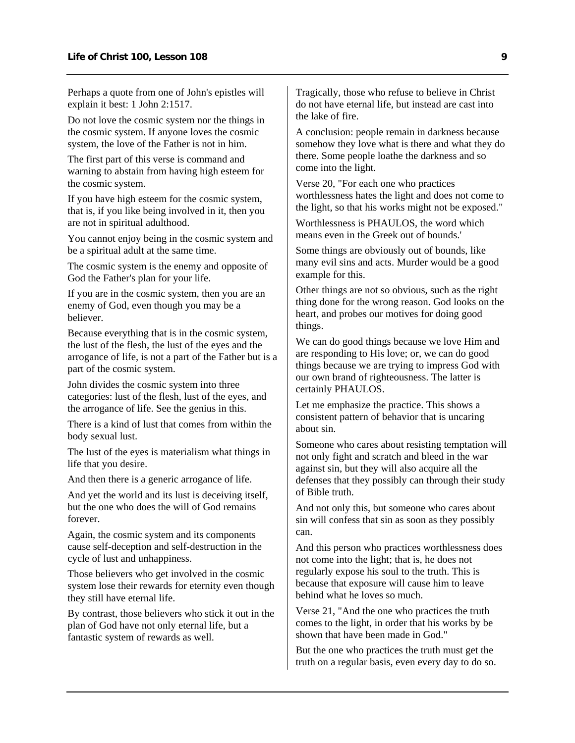Perhaps a quote from one of John's epistles will explain it best: 1 John 2:1517.

Do not love the cosmic system nor the things in the cosmic system. If anyone loves the cosmic system, the love of the Father is not in him.

The first part of this verse is command and warning to abstain from having high esteem for the cosmic system.

If you have high esteem for the cosmic system, that is, if you like being involved in it, then you are not in spiritual adulthood.

You cannot enjoy being in the cosmic system and be a spiritual adult at the same time.

The cosmic system is the enemy and opposite of God the Father's plan for your life.

If you are in the cosmic system, then you are an enemy of God, even though you may be a believer.

Because everything that is in the cosmic system, the lust of the flesh, the lust of the eyes and the arrogance of life, is not a part of the Father but is a part of the cosmic system.

John divides the cosmic system into three categories: lust of the flesh, lust of the eyes, and the arrogance of life. See the genius in this.

There is a kind of lust that comes from within the body sexual lust.

The lust of the eyes is materialism what things in life that you desire.

And then there is a generic arrogance of life.

And yet the world and its lust is deceiving itself, but the one who does the will of God remains forever.

Again, the cosmic system and its components cause self-deception and self-destruction in the cycle of lust and unhappiness.

Those believers who get involved in the cosmic system lose their rewards for eternity even though they still have eternal life.

By contrast, those believers who stick it out in the plan of God have not only eternal life, but a fantastic system of rewards as well.

Tragically, those who refuse to believe in Christ do not have eternal life, but instead are cast into the lake of fire.

A conclusion: people remain in darkness because somehow they love what is there and what they do there. Some people loathe the darkness and so come into the light.

Verse 20, "For each one who practices worthlessness hates the light and does not come to the light, so that his works might not be exposed."

Worthlessness is PHAULOS, the word which means even in the Greek out of bounds.'

Some things are obviously out of bounds, like many evil sins and acts. Murder would be a good example for this.

Other things are not so obvious, such as the right thing done for the wrong reason. God looks on the heart, and probes our motives for doing good things.

We can do good things because we love Him and are responding to His love; or, we can do good things because we are trying to impress God with our own brand of righteousness. The latter is certainly PHAULOS.

Let me emphasize the practice. This shows a consistent pattern of behavior that is uncaring about sin.

Someone who cares about resisting temptation will not only fight and scratch and bleed in the war against sin, but they will also acquire all the defenses that they possibly can through their study of Bible truth.

And not only this, but someone who cares about sin will confess that sin as soon as they possibly can.

And this person who practices worthlessness does not come into the light; that is, he does not regularly expose his soul to the truth. This is because that exposure will cause him to leave behind what he loves so much.

Verse 21, "And the one who practices the truth comes to the light, in order that his works by be shown that have been made in God."

But the one who practices the truth must get the truth on a regular basis, even every day to do so.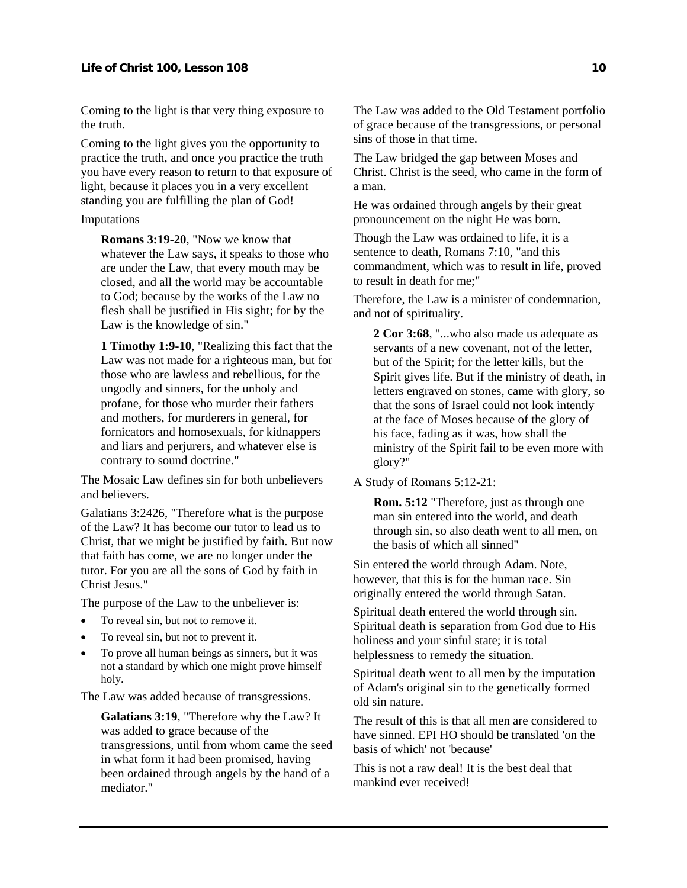Coming to the light is that very thing exposure to the truth.

Coming to the light gives you the opportunity to practice the truth, and once you practice the truth you have every reason to return to that exposure of light, because it places you in a very excellent standing you are fulfilling the plan of God!

Imputations

> **Romans 3:19-20**, "Now we know that whatever the Law says, it speaks to those who are under the Law, that every mouth may be closed, and all the world may be accountable to God; because by the works of the Law no flesh shall be justified in His sight; for by the Law is the knowledge of sin."

> **1 Timothy 1:9-10**, "Realizing this fact that the Law was not made for a righteous man, but for those who are lawless and rebellious, for the ungodly and sinners, for the unholy and profane, for those who murder their fathers and mothers, for murderers in general, for fornicators and homosexuals, for kidnappers and liars and perjurers, and whatever else is contrary to sound doctrine."

The Mosaic Law defines sin for both unbelievers and believers.

Galatians 3:2426, "Therefore what is the purpose of the Law? It has become our tutor to lead us to Christ, that we might be justified by faith. But now that faith has come, we are no longer under the tutor. For you are all the sons of God by faith in Christ Jesus."

The purpose of the Law to the unbeliever is:

- To reveal sin, but not to remove it.
- To reveal sin, but not to prevent it.
- To prove all human beings as sinners, but it was not a standard by which one might prove himself holy.

The Law was added because of transgressions.

> **Galatians 3:19**, "Therefore why the Law? It was added to grace because of the transgressions, until from whom came the seed in what form it had been promised, having been ordained through angels by the hand of a mediator."

The Law was added to the Old Testament portfolio of grace because of the transgressions, or personal sins of those in that time.

The Law bridged the gap between Moses and Christ. Christ is the seed, who came in the form of a man.

He was ordained through angels by their great pronouncement on the night He was born.

Though the Law was ordained to life, it is a sentence to death, Romans 7:10, "and this commandment, which was to result in life, proved to result in death for me;"

Therefore, the Law is a minister of condemnation, and not of spirituality.

> **2 Cor 3:68**, "...who also made us adequate as servants of a new covenant, not of the letter, but of the Spirit; for the letter kills, but the Spirit gives life. But if the ministry of death, in letters engraved on stones, came with glory, so that the sons of Israel could not look intently at the face of Moses because of the glory of his face, fading as it was, how shall the ministry of the Spirit fail to be even more with glory?"

A Study of Romans 5:12-21:

> **Rom. 5:12** "Therefore, just as through one man sin entered into the world, and death through sin, so also death went to all men, on the basis of which all sinned"

Sin entered the world through Adam. Note, however, that this is for the human race. Sin originally entered the world through Satan.

Spiritual death entered the world through sin. Spiritual death is separation from God due to His holiness and your sinful state; it is total helplessness to remedy the situation.

Spiritual death went to all men by the imputation of Adam's original sin to the genetically formed old sin nature.

The result of this is that all men are considered to have sinned. EPI HO should be translated 'on the basis of which' not 'because'

This is not a raw deal! It is the best deal that mankind ever received!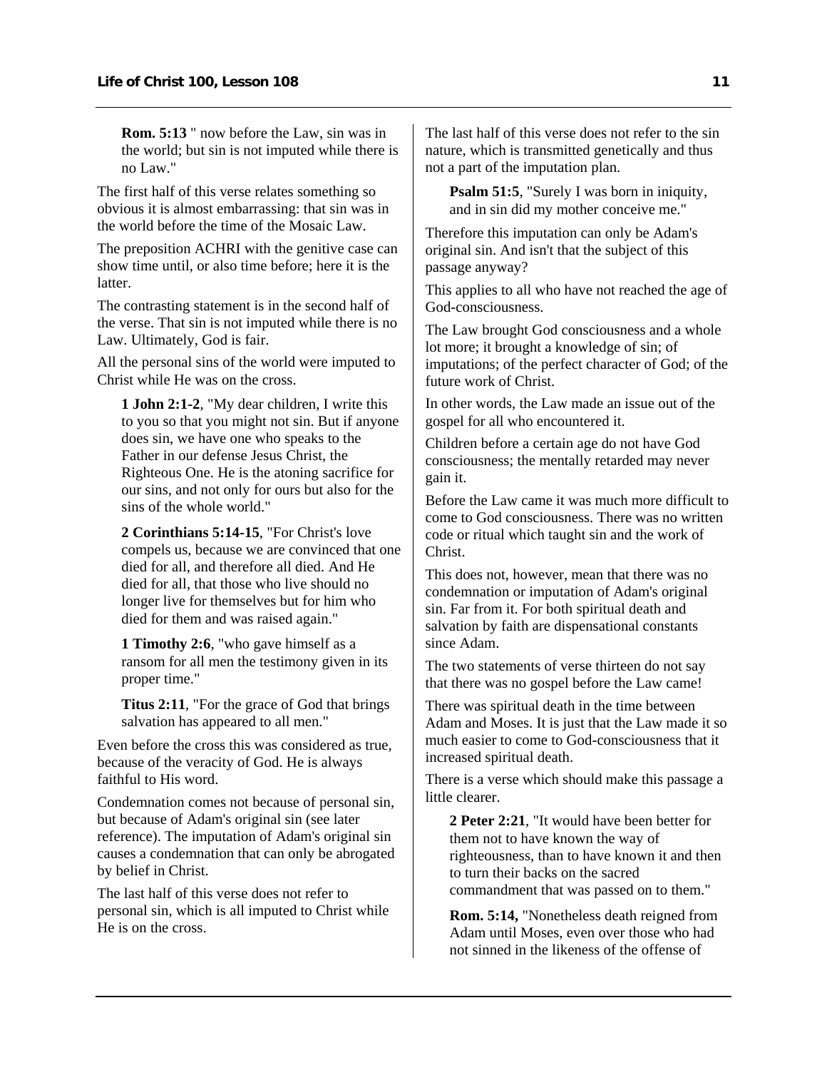**Rom. 5:13** " now before the Law, sin was in the world; but sin is not imputed while there is no Law."

The first half of this verse relates something so obvious it is almost embarrassing: that sin was in the world before the time of the Mosaic Law.

The preposition ACHRI with the genitive case can show time until, or also time before; here it is the latter.

The contrasting statement is in the second half of the verse. That sin is not imputed while there is no Law. Ultimately, God is fair.

All the personal sins of the world were imputed to Christ while He was on the cross.

> **1 John 2:1-2**, "My dear children, I write this to you so that you might not sin. But if anyone does sin, we have one who speaks to the Father in our defense Jesus Christ, the Righteous One. He is the atoning sacrifice for our sins, and not only for ours but also for the sins of the whole world."

> **2 Corinthians 5:14-15**, "For Christ's love compels us, because we are convinced that one died for all, and therefore all died. And He died for all, that those who live should no longer live for themselves but for him who died for them and was raised again."

> **1 Timothy 2:6**, "who gave himself as a ransom for all men the testimony given in its proper time."

> **Titus 2:11**, "For the grace of God that brings salvation has appeared to all men."

Even before the cross this was considered as true, because of the veracity of God. He is always faithful to His word.

Condemnation comes not because of personal sin, but because of Adam's original sin (see later reference). The imputation of Adam's original sin causes a condemnation that can only be abrogated by belief in Christ.

The last half of this verse does not refer to personal sin, which is all imputed to Christ while He is on the cross.

The last half of this verse does not refer to the sin nature, which is transmitted genetically and thus not a part of the imputation plan.

> **Psalm 51:5**, "Surely I was born in iniquity, and in sin did my mother conceive me."

Therefore this imputation can only be Adam's original sin. And isn't that the subject of this passage anyway?

This applies to all who have not reached the age of God-consciousness.

The Law brought God consciousness and a whole lot more; it brought a knowledge of sin; of imputations; of the perfect character of God; of the future work of Christ.

In other words, the Law made an issue out of the gospel for all who encountered it.

Children before a certain age do not have God consciousness; the mentally retarded may never gain it.

Before the Law came it was much more difficult to come to God consciousness. There was no written code or ritual which taught sin and the work of Christ.

This does not, however, mean that there was no condemnation or imputation of Adam's original sin. Far from it. For both spiritual death and salvation by faith are dispensational constants since Adam.

The two statements of verse thirteen do not say that there was no gospel before the Law came!

There was spiritual death in the time between Adam and Moses. It is just that the Law made it so much easier to come to God-consciousness that it increased spiritual death.

There is a verse which should make this passage a little clearer.

> **2 Peter 2:21**, "It would have been better for them not to have known the way of righteousness, than to have known it and then to turn their backs on the sacred commandment that was passed on to them."

> **Rom. 5:14,** "Nonetheless death reigned from Adam until Moses, even over those who had not sinned in the likeness of the offense of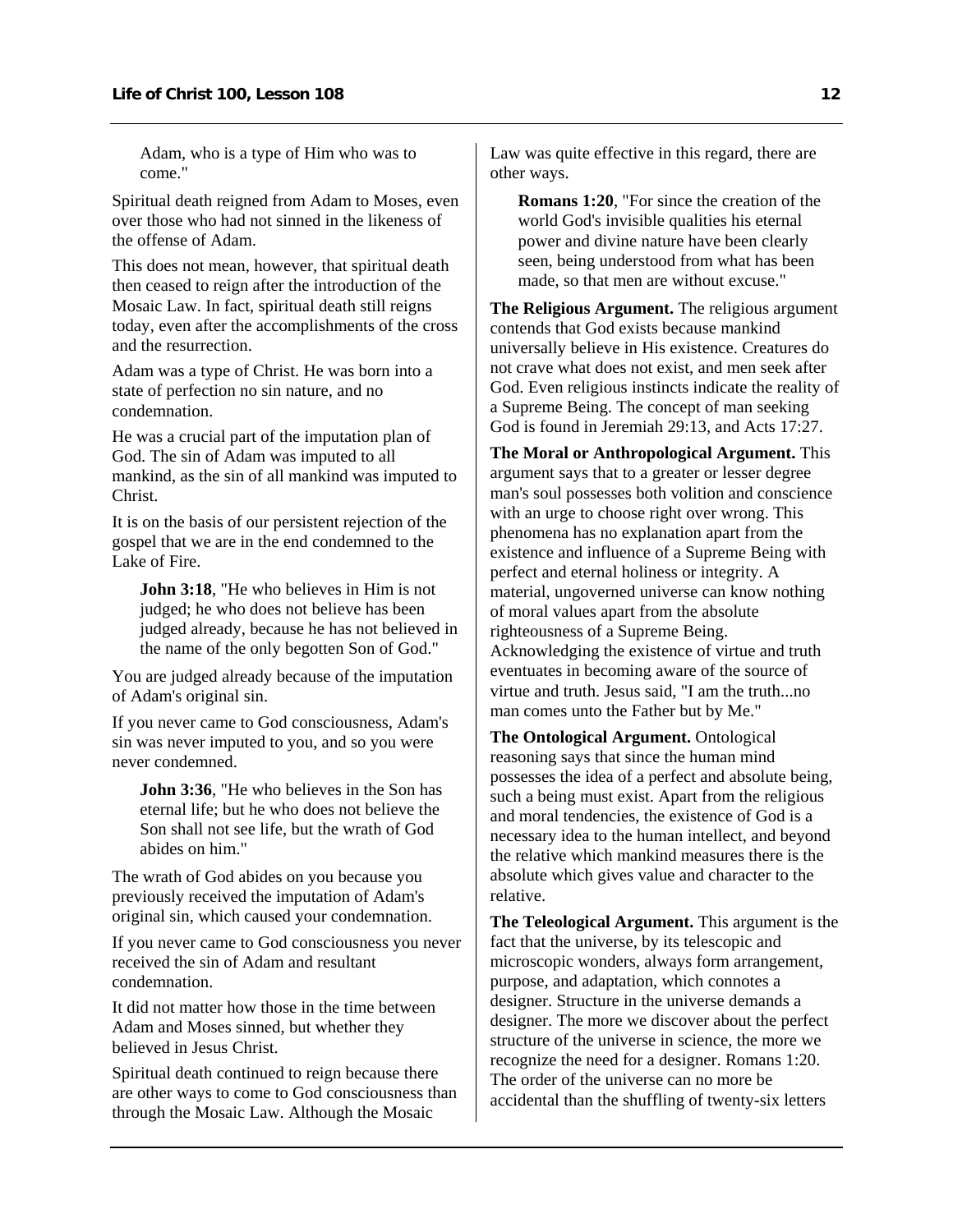> Adam, who is a type of Him who was to come."

Spiritual death reigned from Adam to Moses, even over those who had not sinned in the likeness of the offense of Adam.

This does not mean, however, that spiritual death then ceased to reign after the introduction of the Mosaic Law. In fact, spiritual death still reigns today, even after the accomplishments of the cross and the resurrection.

Adam was a type of Christ. He was born into a state of perfection no sin nature, and no condemnation.

He was a crucial part of the imputation plan of God. The sin of Adam was imputed to all mankind, as the sin of all mankind was imputed to Christ.

It is on the basis of our persistent rejection of the gospel that we are in the end condemned to the Lake of Fire.

> **John 3:18**, "He who believes in Him is not judged; he who does not believe has been judged already, because he has not believed in the name of the only begotten Son of God."

You are judged already because of the imputation of Adam's original sin.

If you never came to God consciousness, Adam's sin was never imputed to you, and so you were never condemned.

> **John 3:36**, "He who believes in the Son has eternal life; but he who does not believe the Son shall not see life, but the wrath of God abides on him."

The wrath of God abides on you because you previously received the imputation of Adam's original sin, which caused your condemnation.

If you never came to God consciousness you never received the sin of Adam and resultant condemnation.

It did not matter how those in the time between Adam and Moses sinned, but whether they believed in Jesus Christ.

Spiritual death continued to reign because there are other ways to come to God consciousness than through the Mosaic Law. Although the Mosaic Law was quite effective in this regard, there are other ways.

> **Romans 1:20**, "For since the creation of the world God's invisible qualities his eternal power and divine nature have been clearly seen, being understood from what has been made, so that men are without excuse."

**The Religious Argument.** The religious argument contends that God exists because mankind universally believe in His existence. Creatures do not crave what does not exist, and men seek after God. Even religious instincts indicate the reality of a Supreme Being. The concept of man seeking God is found in Jeremiah 29:13, and Acts 17:27.

**The Moral or Anthropological Argument.** This argument says that to a greater or lesser degree man's soul possesses both volition and conscience with an urge to choose right over wrong. This phenomena has no explanation apart from the existence and influence of a Supreme Being with perfect and eternal holiness or integrity. A material, ungoverned universe can know nothing of moral values apart from the absolute righteousness of a Supreme Being. Acknowledging the existence of virtue and truth eventuates in becoming aware of the source of virtue and truth. Jesus said, "I am the truth...no man comes unto the Father but by Me."

**The Ontological Argument.** Ontological reasoning says that since the human mind possesses the idea of a perfect and absolute being, such a being must exist. Apart from the religious and moral tendencies, the existence of God is a necessary idea to the human intellect, and beyond the relative which mankind measures there is the absolute which gives value and character to the relative.

**The Teleological Argument.** This argument is the fact that the universe, by its telescopic and microscopic wonders, always form arrangement, purpose, and adaptation, which connotes a designer. Structure in the universe demands a designer. The more we discover about the perfect structure of the universe in science, the more we recognize the need for a designer. Romans 1:20. The order of the universe can no more be accidental than the shuffling of twenty-six letters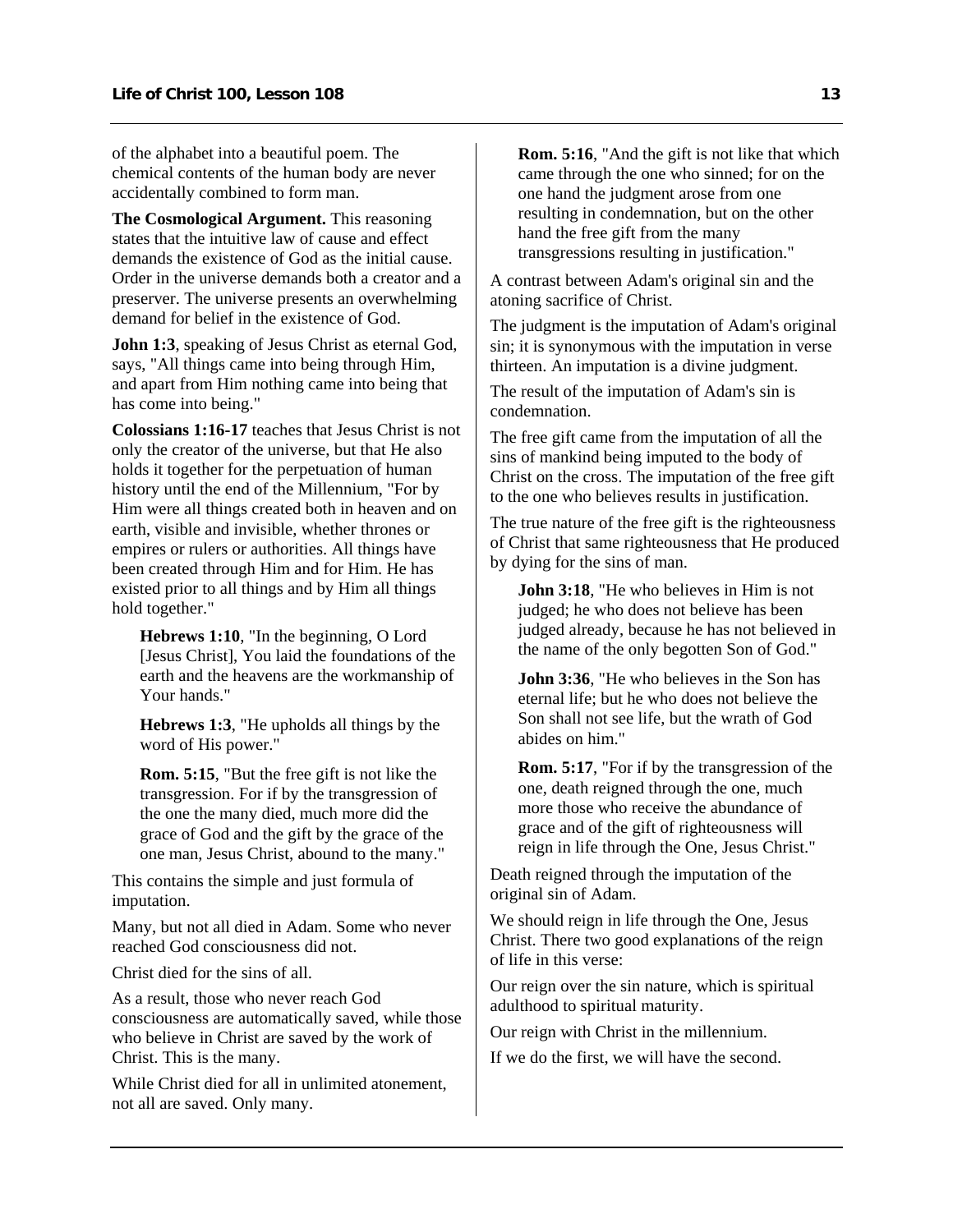of the alphabet into a beautiful poem. The chemical contents of the human body are never accidentally combined to form man.

**The Cosmological Argument.** This reasoning states that the intuitive law of cause and effect demands the existence of God as the initial cause. Order in the universe demands both a creator and a preserver. The universe presents an overwhelming demand for belief in the existence of God.

**John 1:3**, speaking of Jesus Christ as eternal God, says, "All things came into being through Him, and apart from Him nothing came into being that has come into being."

**Colossians 1:16-17** teaches that Jesus Christ is not only the creator of the universe, but that He also holds it together for the perpetuation of human history until the end of the Millennium, "For by Him were all things created both in heaven and on earth, visible and invisible, whether thrones or empires or rulers or authorities. All things have been created through Him and for Him. He has existed prior to all things and by Him all things hold together."

> **Hebrews 1:10**, "In the beginning, O Lord [Jesus Christ], You laid the foundations of the earth and the heavens are the workmanship of Your hands."

> **Hebrews 1:3**, "He upholds all things by the word of His power."

> **Rom. 5:15**, "But the free gift is not like the transgression. For if by the transgression of the one the many died, much more did the grace of God and the gift by the grace of the one man, Jesus Christ, abound to the many."

This contains the simple and just formula of imputation.

Many, but not all died in Adam. Some who never reached God consciousness did not.

Christ died for the sins of all.

As a result, those who never reach God consciousness are automatically saved, while those who believe in Christ are saved by the work of Christ. This is the many.

While Christ died for all in unlimited atonement, not all are saved. Only many.

> **Rom. 5:16**, "And the gift is not like that which came through the one who sinned; for on the one hand the judgment arose from one resulting in condemnation, but on the other hand the free gift from the many transgressions resulting in justification."

A contrast between Adam's original sin and the atoning sacrifice of Christ.

The judgment is the imputation of Adam's original sin; it is synonymous with the imputation in verse thirteen. An imputation is a divine judgment.

The result of the imputation of Adam's sin is condemnation.

The free gift came from the imputation of all the sins of mankind being imputed to the body of Christ on the cross. The imputation of the free gift to the one who believes results in justification.

The true nature of the free gift is the righteousness of Christ that same righteousness that He produced by dying for the sins of man.

> **John 3:18**, "He who believes in Him is not judged; he who does not believe has been judged already, because he has not believed in the name of the only begotten Son of God."

> **John 3:36**, "He who believes in the Son has eternal life; but he who does not believe the Son shall not see life, but the wrath of God abides on him."

> **Rom. 5:17**, "For if by the transgression of the one, death reigned through the one, much more those who receive the abundance of grace and of the gift of righteousness will reign in life through the One, Jesus Christ."

Death reigned through the imputation of the original sin of Adam.

We should reign in life through the One, Jesus Christ. There two good explanations of the reign of life in this verse:

Our reign over the sin nature, which is spiritual adulthood to spiritual maturity.

Our reign with Christ in the millennium.

If we do the first, we will have the second.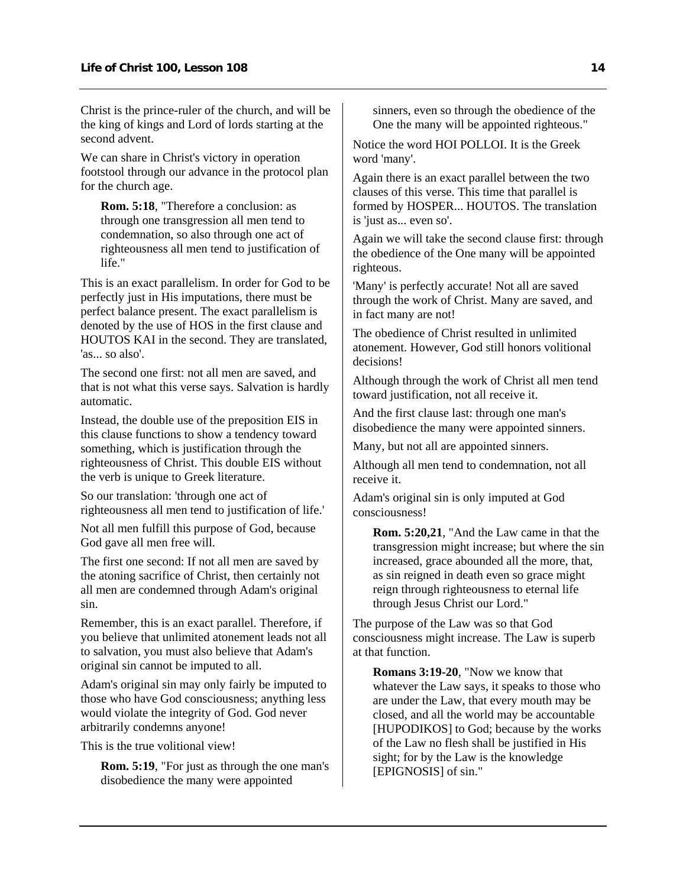Christ is the prince-ruler of the church, and will be the king of kings and Lord of lords starting at the second advent.

We can share in Christ's victory in operation footstool through our advance in the protocol plan for the church age.

> **Rom. 5:18**, "Therefore a conclusion: as through one transgression all men tend to condemnation, so also through one act of righteousness all men tend to justification of life."

This is an exact parallelism. In order for God to be perfectly just in His imputations, there must be perfect balance present. The exact parallelism is denoted by the use of HOS in the first clause and HOUTOS KAI in the second. They are translated, 'as... so also'.

The second one first: not all men are saved, and that is not what this verse says. Salvation is hardly automatic.

Instead, the double use of the preposition EIS in this clause functions to show a tendency toward something, which is justification through the righteousness of Christ. This double EIS without the verb is unique to Greek literature.

So our translation: 'through one act of righteousness all men tend to justification of life.'

Not all men fulfill this purpose of God, because God gave all men free will.

The first one second: If not all men are saved by the atoning sacrifice of Christ, then certainly not all men are condemned through Adam's original sin.

Remember, this is an exact parallel. Therefore, if you believe that unlimited atonement leads not all to salvation, you must also believe that Adam's original sin cannot be imputed to all.

Adam's original sin may only fairly be imputed to those who have God consciousness; anything less would violate the integrity of God. God never arbitrarily condemns anyone!

This is the true volitional view!

> **Rom. 5:19**, "For just as through the one man's disobedience the many were appointed sinners, even so through the obedience of the One the many will be appointed righteous."

Notice the word HOI POLLOI. It is the Greek word 'many'.

Again there is an exact parallel between the two clauses of this verse. This time that parallel is formed by HOSPER... HOUTOS. The translation is 'just as... even so'.

Again we will take the second clause first: through the obedience of the One many will be appointed righteous.

'Many' is perfectly accurate! Not all are saved through the work of Christ. Many are saved, and in fact many are not!

The obedience of Christ resulted in unlimited atonement. However, God still honors volitional decisions!

Although through the work of Christ all men tend toward justification, not all receive it.

And the first clause last: through one man's disobedience the many were appointed sinners.

Many, but not all are appointed sinners.

Although all men tend to condemnation, not all receive it.

Adam's original sin is only imputed at God consciousness!

> **Rom. 5:20,21**, "And the Law came in that the transgression might increase; but where the sin increased, grace abounded all the more, that, as sin reigned in death even so grace might reign through righteousness to eternal life through Jesus Christ our Lord."

The purpose of the Law was so that God consciousness might increase. The Law is superb at that function.

> **Romans 3:19-20**, "Now we know that whatever the Law says, it speaks to those who are under the Law, that every mouth may be closed, and all the world may be accountable [HUPODIKOS] to God; because by the works of the Law no flesh shall be justified in His sight; for by the Law is the knowledge [EPIGNOSIS] of sin."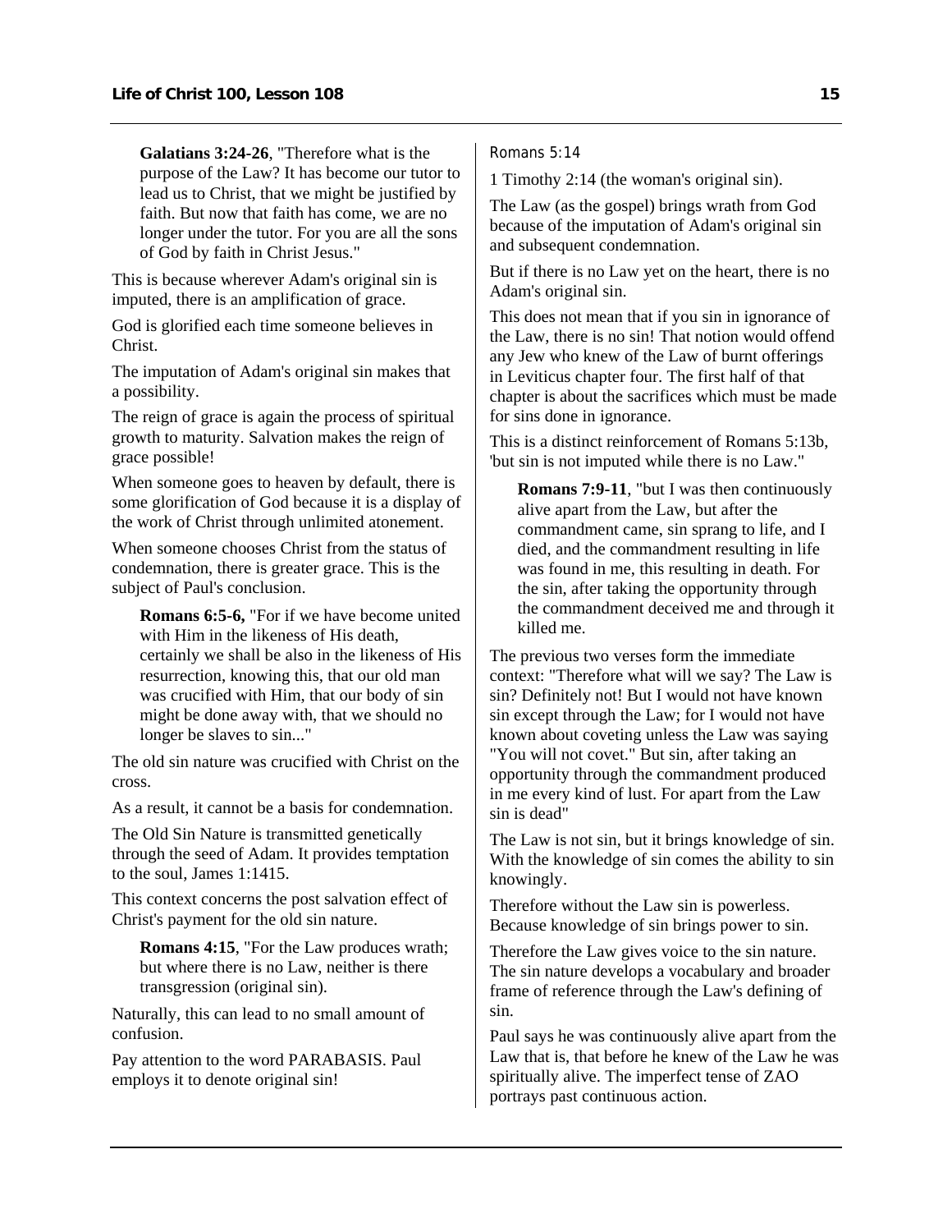**Galatians 3:24-26**, "Therefore what is the purpose of the Law? It has become our tutor to lead us to Christ, that we might be justified by faith. But now that faith has come, we are no longer under the tutor. For you are all the sons of God by faith in Christ Jesus."

This is because wherever Adam's original sin is imputed, there is an amplification of grace.

God is glorified each time someone believes in Christ.

The imputation of Adam's original sin makes that a possibility.

The reign of grace is again the process of spiritual growth to maturity. Salvation makes the reign of grace possible!

When someone goes to heaven by default, there is some glorification of God because it is a display of the work of Christ through unlimited atonement.

When someone chooses Christ from the status of condemnation, there is greater grace. This is the subject of Paul's conclusion.

**Romans 6:5-6,** "For if we have become united with Him in the likeness of His death, certainly we shall be also in the likeness of His resurrection, knowing this, that our old man was crucified with Him, that our body of sin might be done away with, that we should no longer be slaves to sin..."

The old sin nature was crucified with Christ on the cross.

As a result, it cannot be a basis for condemnation.

The Old Sin Nature is transmitted genetically through the seed of Adam. It provides temptation to the soul, James 1:1415.

This context concerns the post salvation effect of Christ's payment for the old sin nature.

**Romans 4:15**, "For the Law produces wrath; but where there is no Law, neither is there transgression (original sin).

Naturally, this can lead to no small amount of confusion.

Pay attention to the word PARABASIS. Paul employs it to denote original sin!

Romans 5:14

1 Timothy 2:14 (the woman's original sin).

The Law (as the gospel) brings wrath from God because of the imputation of Adam's original sin and subsequent condemnation.

But if there is no Law yet on the heart, there is no Adam's original sin.

This does not mean that if you sin in ignorance of the Law, there is no sin! That notion would offend any Jew who knew of the Law of burnt offerings in Leviticus chapter four. The first half of that chapter is about the sacrifices which must be made for sins done in ignorance.

This is a distinct reinforcement of Romans 5:13b, 'but sin is not imputed while there is no Law."

**Romans 7:9-11**, "but I was then continuously alive apart from the Law, but after the commandment came, sin sprang to life, and I died, and the commandment resulting in life was found in me, this resulting in death. For the sin, after taking the opportunity through the commandment deceived me and through it killed me.

The previous two verses form the immediate context: "Therefore what will we say? The Law is sin? Definitely not! But I would not have known sin except through the Law; for I would not have known about coveting unless the Law was saying "You will not covet." But sin, after taking an opportunity through the commandment produced in me every kind of lust. For apart from the Law sin is dead"

The Law is not sin, but it brings knowledge of sin. With the knowledge of sin comes the ability to sin knowingly.

Therefore without the Law sin is powerless. Because knowledge of sin brings power to sin.

Therefore the Law gives voice to the sin nature. The sin nature develops a vocabulary and broader frame of reference through the Law's defining of sin.

Paul says he was continuously alive apart from the Law that is, that before he knew of the Law he was spiritually alive. The imperfect tense of ZAO portrays past continuous action.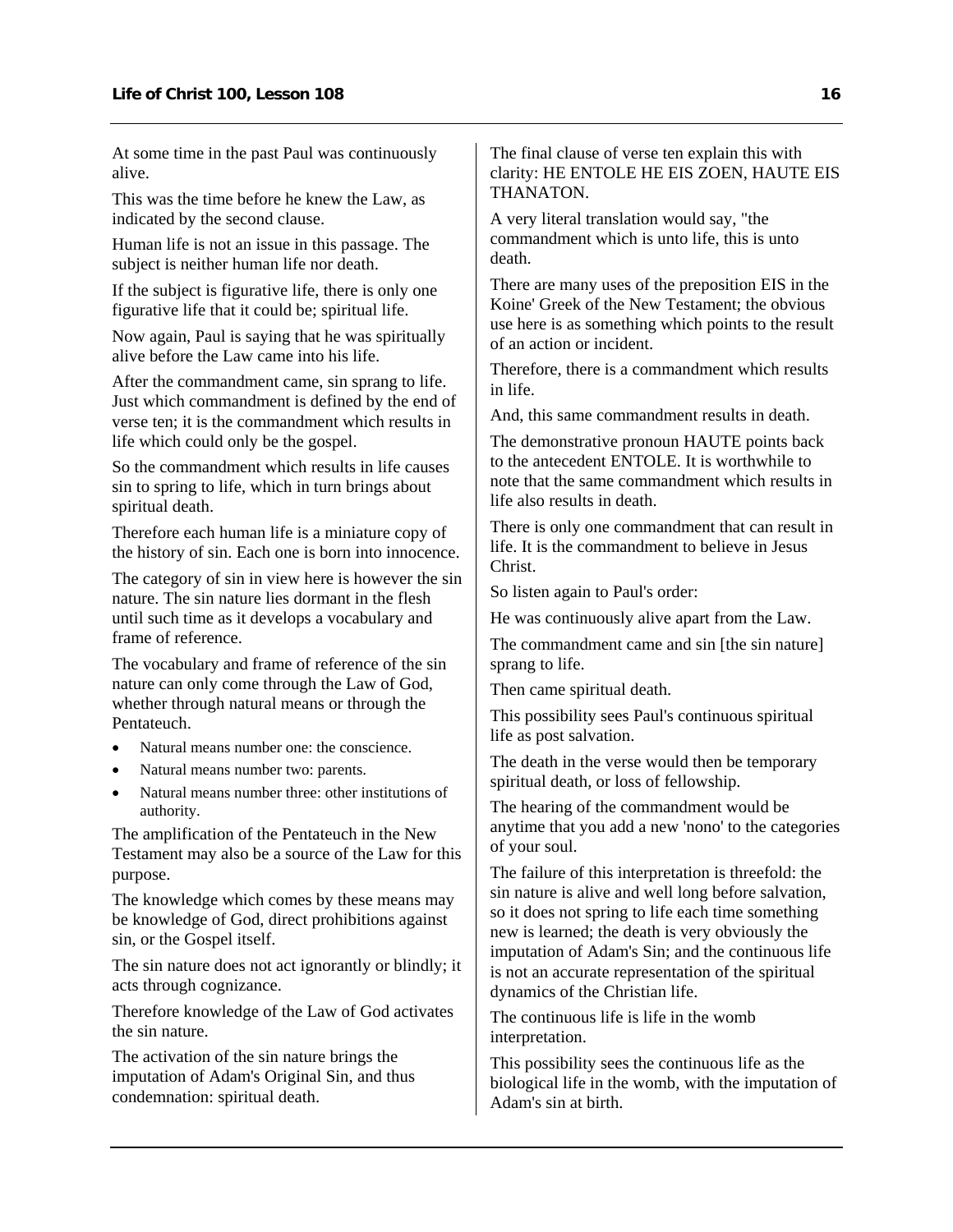At some time in the past Paul was continuously alive.

This was the time before he knew the Law, as indicated by the second clause.

Human life is not an issue in this passage. The subject is neither human life nor death.

If the subject is figurative life, there is only one figurative life that it could be; spiritual life.

Now again, Paul is saying that he was spiritually alive before the Law came into his life.

After the commandment came, sin sprang to life. Just which commandment is defined by the end of verse ten; it is the commandment which results in life which could only be the gospel.

So the commandment which results in life causes sin to spring to life, which in turn brings about spiritual death.

Therefore each human life is a miniature copy of the history of sin. Each one is born into innocence.

The category of sin in view here is however the sin nature. The sin nature lies dormant in the flesh until such time as it develops a vocabulary and frame of reference.

The vocabulary and frame of reference of the sin nature can only come through the Law of God, whether through natural means or through the Pentateuch.

- Natural means number one: the conscience.
- Natural means number two: parents.
- Natural means number three: other institutions of authority.

The amplification of the Pentateuch in the New Testament may also be a source of the Law for this purpose.

The knowledge which comes by these means may be knowledge of God, direct prohibitions against sin, or the Gospel itself.

The sin nature does not act ignorantly or blindly; it acts through cognizance.

Therefore knowledge of the Law of God activates the sin nature.

The activation of the sin nature brings the imputation of Adam's Original Sin, and thus condemnation: spiritual death.

The final clause of verse ten explain this with clarity: HE ENTOLE HE EIS ZOEN, HAUTE EIS THANATON.

A very literal translation would say, "the commandment which is unto life, this is unto death.

There are many uses of the preposition EIS in the Koine' Greek of the New Testament; the obvious use here is as something which points to the result of an action or incident.

Therefore, there is a commandment which results in life.

And, this same commandment results in death.

The demonstrative pronoun HAUTE points back to the antecedent ENTOLE. It is worthwhile to note that the same commandment which results in life also results in death.

There is only one commandment that can result in life. It is the commandment to believe in Jesus Christ.

So listen again to Paul's order:

He was continuously alive apart from the Law.

The commandment came and sin [the sin nature] sprang to life.

Then came spiritual death.

This possibility sees Paul's continuous spiritual life as post salvation.

The death in the verse would then be temporary spiritual death, or loss of fellowship.

The hearing of the commandment would be anytime that you add a new 'nono' to the categories of your soul.

The failure of this interpretation is threefold: the sin nature is alive and well long before salvation, so it does not spring to life each time something new is learned; the death is very obviously the imputation of Adam's Sin; and the continuous life is not an accurate representation of the spiritual dynamics of the Christian life.

The continuous life is life in the womb interpretation.

This possibility sees the continuous life as the biological life in the womb, with the imputation of Adam's sin at birth.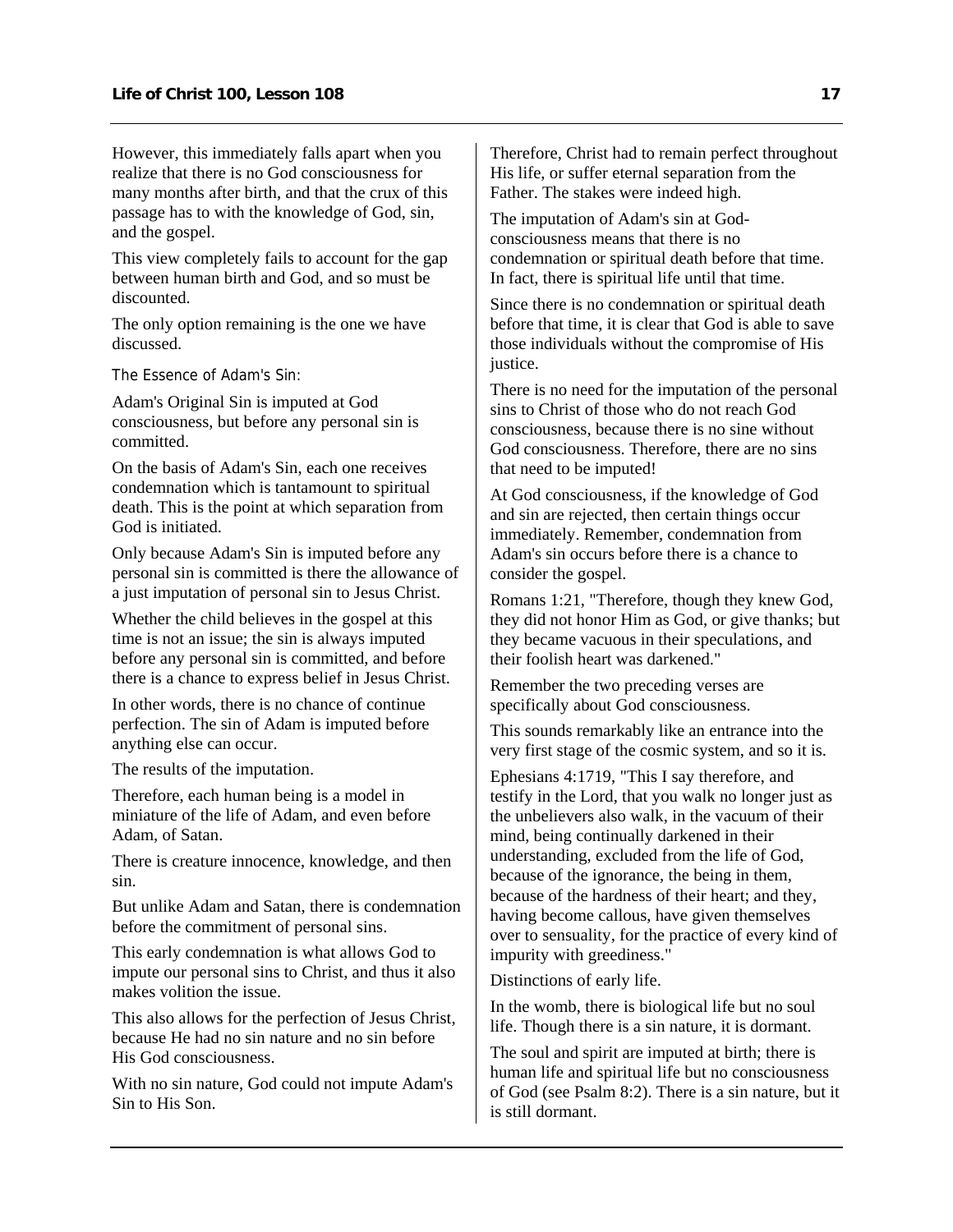However, this immediately falls apart when you realize that there is no God consciousness for many months after birth, and that the crux of this passage has to with the knowledge of God, sin, and the gospel.

This view completely fails to account for the gap between human birth and God, and so must be discounted.

The only option remaining is the one we have discussed.

The Essence of Adam's Sin:

Adam's Original Sin is imputed at God consciousness, but before any personal sin is committed.

On the basis of Adam's Sin, each one receives condemnation which is tantamount to spiritual death. This is the point at which separation from God is initiated.

Only because Adam's Sin is imputed before any personal sin is committed is there the allowance of a just imputation of personal sin to Jesus Christ.

Whether the child believes in the gospel at this time is not an issue; the sin is always imputed before any personal sin is committed, and before there is a chance to express belief in Jesus Christ.

In other words, there is no chance of continue perfection. The sin of Adam is imputed before anything else can occur.

The results of the imputation.

Therefore, each human being is a model in miniature of the life of Adam, and even before Adam, of Satan.

There is creature innocence, knowledge, and then sin.

But unlike Adam and Satan, there is condemnation before the commitment of personal sins.

This early condemnation is what allows God to impute our personal sins to Christ, and thus it also makes volition the issue.

This also allows for the perfection of Jesus Christ, because He had no sin nature and no sin before His God consciousness.

With no sin nature, God could not impute Adam's Sin to His Son.

Therefore, Christ had to remain perfect throughout His life, or suffer eternal separation from the Father. The stakes were indeed high.

The imputation of Adam's sin at God-consciousness means that there is no condemnation or spiritual death before that time. In fact, there is spiritual life until that time.

Since there is no condemnation or spiritual death before that time, it is clear that God is able to save those individuals without the compromise of His justice.

There is no need for the imputation of the personal sins to Christ of those who do not reach God consciousness, because there is no sine without God consciousness. Therefore, there are no sins that need to be imputed!

At God consciousness, if the knowledge of God and sin are rejected, then certain things occur immediately. Remember, condemnation from Adam's sin occurs before there is a chance to consider the gospel.

Romans 1:21, "Therefore, though they knew God, they did not honor Him as God, or give thanks; but they became vacuous in their speculations, and their foolish heart was darkened."

Remember the two preceding verses are specifically about God consciousness.

This sounds remarkably like an entrance into the very first stage of the cosmic system, and so it is.

Ephesians 4:1719, "This I say therefore, and testify in the Lord, that you walk no longer just as the unbelievers also walk, in the vacuum of their mind, being continually darkened in their understanding, excluded from the life of God, because of the ignorance, the being in them, because of the hardness of their heart; and they, having become callous, have given themselves over to sensuality, for the practice of every kind of impurity with greediness."

Distinctions of early life.

In the womb, there is biological life but no soul life. Though there is a sin nature, it is dormant.

The soul and spirit are imputed at birth; there is human life and spiritual life but no consciousness of God (see Psalm 8:2). There is a sin nature, but it is still dormant.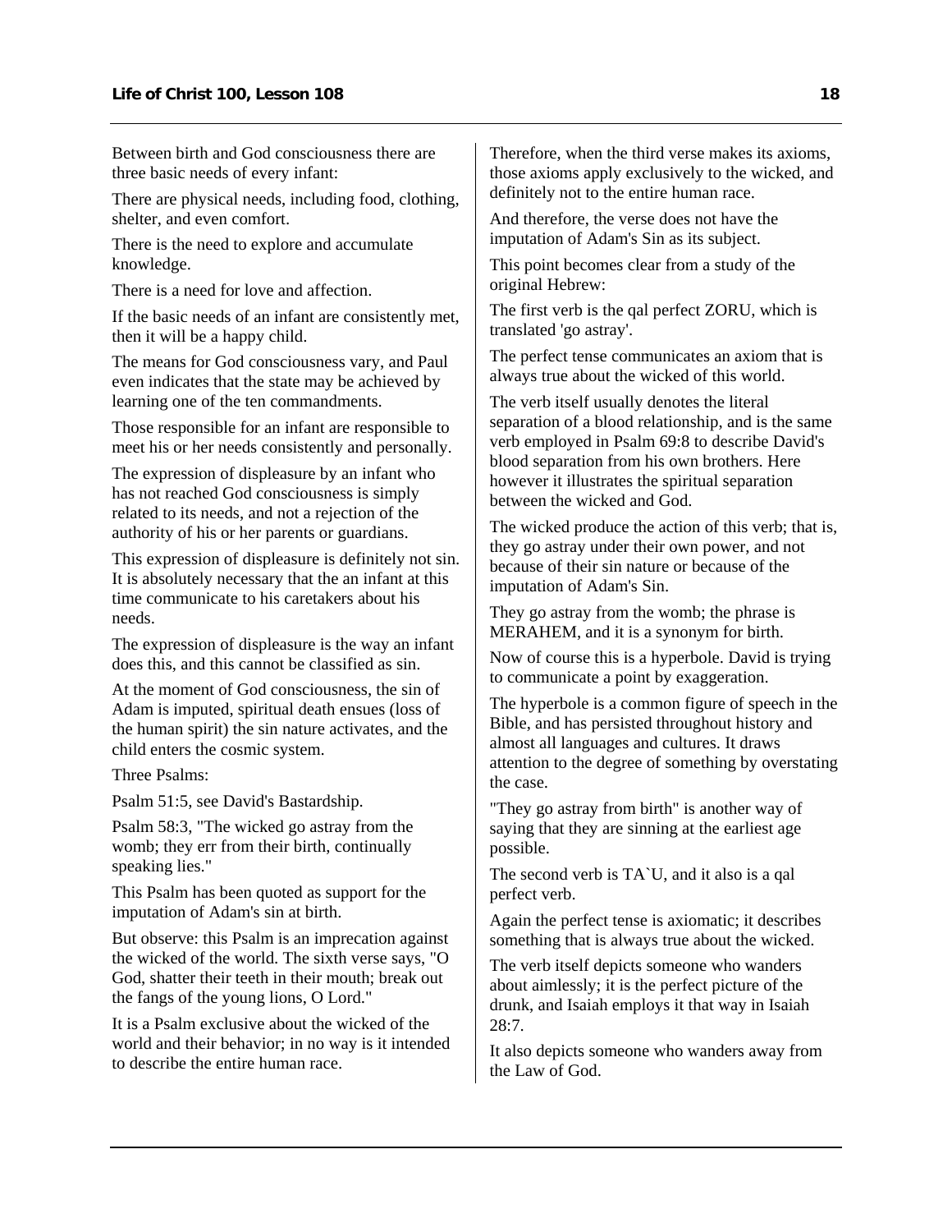Between birth and God consciousness there are three basic needs of every infant:

There are physical needs, including food, clothing, shelter, and even comfort.

There is the need to explore and accumulate knowledge.

There is a need for love and affection.

If the basic needs of an infant are consistently met, then it will be a happy child.

The means for God consciousness vary, and Paul even indicates that the state may be achieved by learning one of the ten commandments.

Those responsible for an infant are responsible to meet his or her needs consistently and personally.

The expression of displeasure by an infant who has not reached God consciousness is simply related to its needs, and not a rejection of the authority of his or her parents or guardians.

This expression of displeasure is definitely not sin. It is absolutely necessary that the an infant at this time communicate to his caretakers about his needs.

The expression of displeasure is the way an infant does this, and this cannot be classified as sin.

At the moment of God consciousness, the sin of Adam is imputed, spiritual death ensues (loss of the human spirit) the sin nature activates, and the child enters the cosmic system.

Three Psalms:

Psalm 51:5, see David's Bastardship.

Psalm 58:3, "The wicked go astray from the womb; they err from their birth, continually speaking lies."

This Psalm has been quoted as support for the imputation of Adam's sin at birth.

But observe: this Psalm is an imprecation against the wicked of the world. The sixth verse says, "O God, shatter their teeth in their mouth; break out the fangs of the young lions, O Lord."

It is a Psalm exclusive about the wicked of the world and their behavior; in no way is it intended to describe the entire human race.

Therefore, when the third verse makes its axioms, those axioms apply exclusively to the wicked, and definitely not to the entire human race.

And therefore, the verse does not have the imputation of Adam's Sin as its subject.

This point becomes clear from a study of the original Hebrew:

The first verb is the qal perfect ZORU, which is translated 'go astray'.

The perfect tense communicates an axiom that is always true about the wicked of this world.

The verb itself usually denotes the literal separation of a blood relationship, and is the same verb employed in Psalm 69:8 to describe David's blood separation from his own brothers. Here however it illustrates the spiritual separation between the wicked and God.

The wicked produce the action of this verb; that is, they go astray under their own power, and not because of their sin nature or because of the imputation of Adam's Sin.

They go astray from the womb; the phrase is MERAHEM, and it is a synonym for birth.

Now of course this is a hyperbole. David is trying to communicate a point by exaggeration.

The hyperbole is a common figure of speech in the Bible, and has persisted throughout history and almost all languages and cultures. It draws attention to the degree of something by overstating the case.

"They go astray from birth" is another way of saying that they are sinning at the earliest age possible.

The second verb is TA`U, and it also is a qal perfect verb.

Again the perfect tense is axiomatic; it describes something that is always true about the wicked.

The verb itself depicts someone who wanders about aimlessly; it is the perfect picture of the drunk, and Isaiah employs it that way in Isaiah 28:7.

It also depicts someone who wanders away from the Law of God.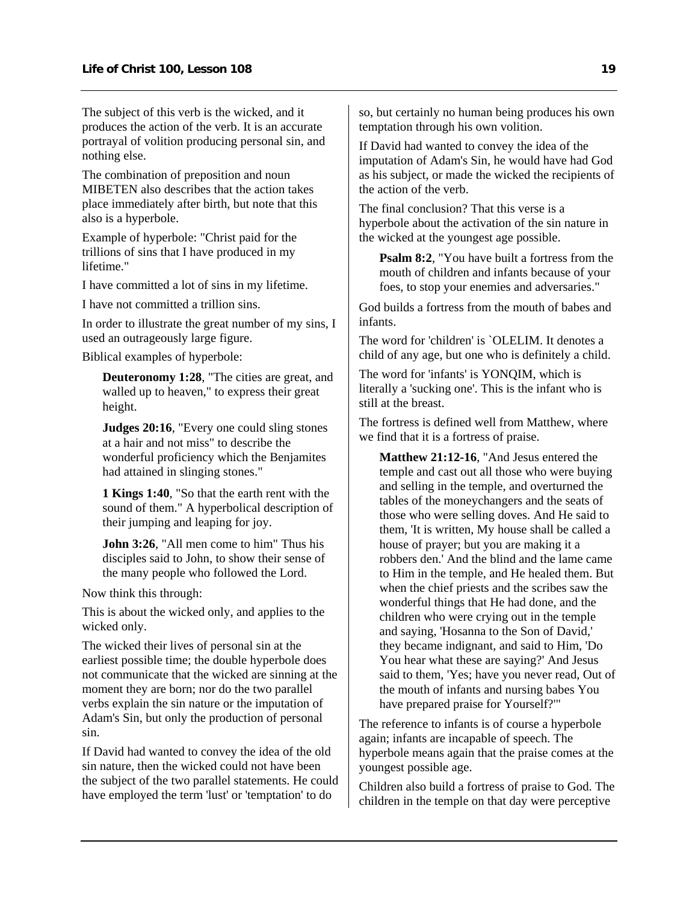The subject of this verb is the wicked, and it produces the action of the verb. It is an accurate portrayal of volition producing personal sin, and nothing else.

The combination of preposition and noun MIBETEN also describes that the action takes place immediately after birth, but note that this also is a hyperbole.

Example of hyperbole: "Christ paid for the trillions of sins that I have produced in my lifetime."

I have committed a lot of sins in my lifetime.

I have not committed a trillion sins.

In order to illustrate the great number of my sins, I used an outrageously large figure.

Biblical examples of hyperbole:

> **Deuteronomy 1:28**, "The cities are great, and walled up to heaven," to express their great height.
>
> **Judges 20:16**, "Every one could sling stones at a hair and not miss" to describe the wonderful proficiency which the Benjamites had attained in slinging stones."
>
> **1 Kings 1:40**, "So that the earth rent with the sound of them." A hyperbolical description of their jumping and leaping for joy.
>
> **John 3:26**, "All men come to him" Thus his disciples said to John, to show their sense of the many people who followed the Lord.

Now think this through:

This is about the wicked only, and applies to the wicked only.

The wicked their lives of personal sin at the earliest possible time; the double hyperbole does not communicate that the wicked are sinning at the moment they are born; nor do the two parallel verbs explain the sin nature or the imputation of Adam's Sin, but only the production of personal sin.

If David had wanted to convey the idea of the old sin nature, then the wicked could not have been the subject of the two parallel statements. He could have employed the term 'lust' or 'temptation' to do so, but certainly no human being produces his own temptation through his own volition.

If David had wanted to convey the idea of the imputation of Adam's Sin, he would have had God as his subject, or made the wicked the recipients of the action of the verb.

The final conclusion? That this verse is a hyperbole about the activation of the sin nature in the wicked at the youngest age possible.

> **Psalm 8:2**, "You have built a fortress from the mouth of children and infants because of your foes, to stop your enemies and adversaries."

God builds a fortress from the mouth of babes and infants.

The word for 'children' is `OLELIM. It denotes a child of any age, but one who is definitely a child.

The word for 'infants' is YONQIM, which is literally a 'sucking one'. This is the infant who is still at the breast.

The fortress is defined well from Matthew, where we find that it is a fortress of praise.

> **Matthew 21:12-16**, "And Jesus entered the temple and cast out all those who were buying and selling in the temple, and overturned the tables of the moneychangers and the seats of those who were selling doves. And He said to them, 'It is written, My house shall be called a house of prayer; but you are making it a robbers den.' And the blind and the lame came to Him in the temple, and He healed them. But when the chief priests and the scribes saw the wonderful things that He had done, and the children who were crying out in the temple and saying, 'Hosanna to the Son of David,' they became indignant, and said to Him, 'Do You hear what these are saying?' And Jesus said to them, 'Yes; have you never read, Out of the mouth of infants and nursing babes You have prepared praise for Yourself?'"

The reference to infants is of course a hyperbole again; infants are incapable of speech. The hyperbole means again that the praise comes at the youngest possible age.

Children also build a fortress of praise to God. The children in the temple on that day were perceptive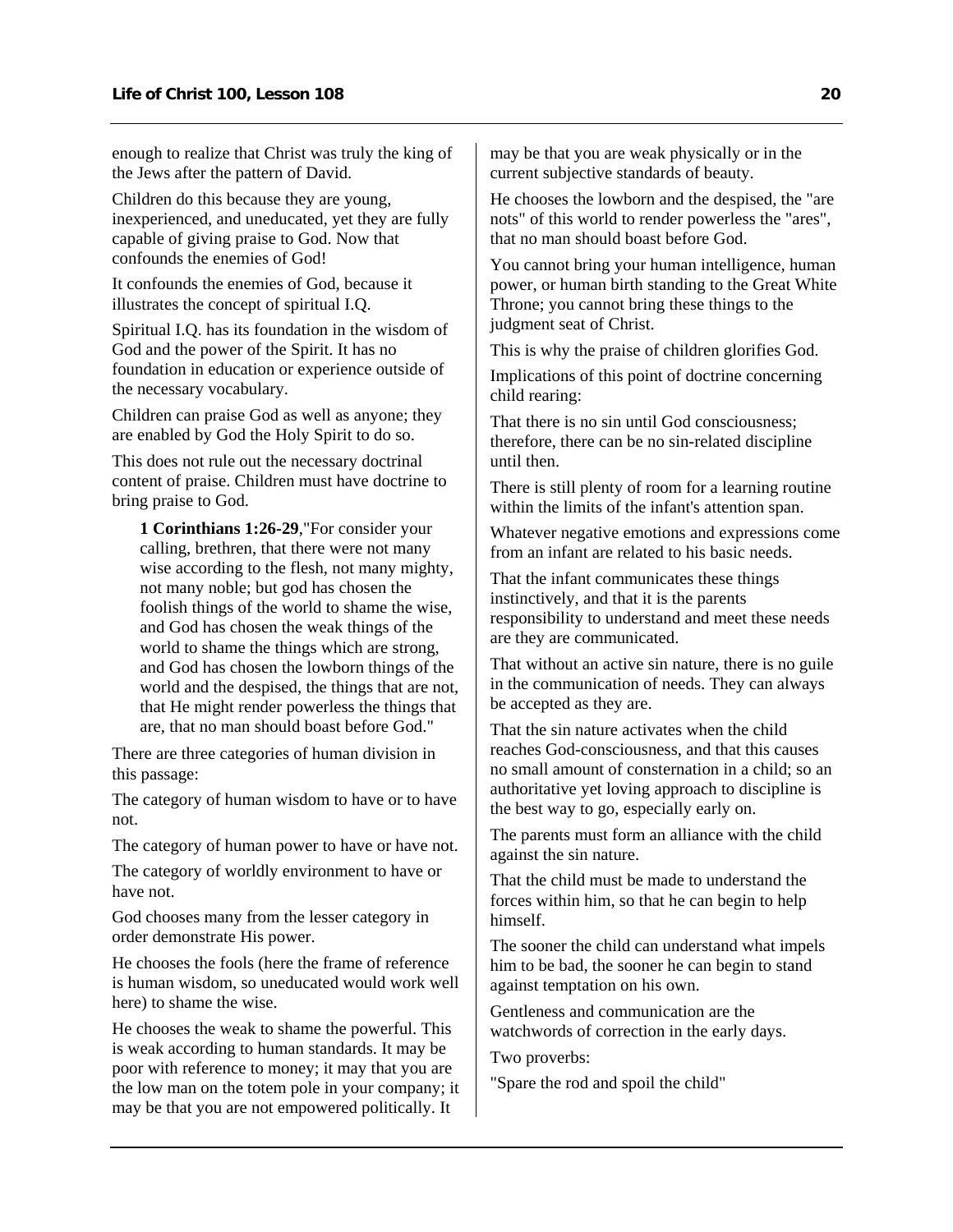enough to realize that Christ was truly the king of the Jews after the pattern of David.

Children do this because they are young, inexperienced, and uneducated, yet they are fully capable of giving praise to God. Now that confounds the enemies of God!

It confounds the enemies of God, because it illustrates the concept of spiritual I.Q.

Spiritual I.Q. has its foundation in the wisdom of God and the power of the Spirit. It has no foundation in education or experience outside of the necessary vocabulary.

Children can praise God as well as anyone; they are enabled by God the Holy Spirit to do so.

This does not rule out the necessary doctrinal content of praise. Children must have doctrine to bring praise to God.

> **1 Corinthians 1:26-29**,"For consider your calling, brethren, that there were not many wise according to the flesh, not many mighty, not many noble; but god has chosen the foolish things of the world to shame the wise, and God has chosen the weak things of the world to shame the things which are strong, and God has chosen the lowborn things of the world and the despised, the things that are not, that He might render powerless the things that are, that no man should boast before God."

There are three categories of human division in this passage:

The category of human wisdom to have or to have not.

The category of human power to have or have not.

The category of worldly environment to have or have not.

God chooses many from the lesser category in order demonstrate His power.

He chooses the fools (here the frame of reference is human wisdom, so uneducated would work well here) to shame the wise.

He chooses the weak to shame the powerful. This is weak according to human standards. It may be poor with reference to money; it may that you are the low man on the totem pole in your company; it may be that you are not empowered politically. It may be that you are weak physically or in the current subjective standards of beauty.

He chooses the lowborn and the despised, the "are nots" of this world to render powerless the "ares", that no man should boast before God.

You cannot bring your human intelligence, human power, or human birth standing to the Great White Throne; you cannot bring these things to the judgment seat of Christ.

This is why the praise of children glorifies God.

Implications of this point of doctrine concerning child rearing:

That there is no sin until God consciousness; therefore, there can be no sin-related discipline until then.

There is still plenty of room for a learning routine within the limits of the infant's attention span.

Whatever negative emotions and expressions come from an infant are related to his basic needs.

That the infant communicates these things instinctively, and that it is the parents responsibility to understand and meet these needs are they are communicated.

That without an active sin nature, there is no guile in the communication of needs. They can always be accepted as they are.

That the sin nature activates when the child reaches God-consciousness, and that this causes no small amount of consternation in a child; so an authoritative yet loving approach to discipline is the best way to go, especially early on.

The parents must form an alliance with the child against the sin nature.

That the child must be made to understand the forces within him, so that he can begin to help himself.

The sooner the child can understand what impels him to be bad, the sooner he can begin to stand against temptation on his own.

Gentleness and communication are the watchwords of correction in the early days.

Two proverbs:

"Spare the rod and spoil the child"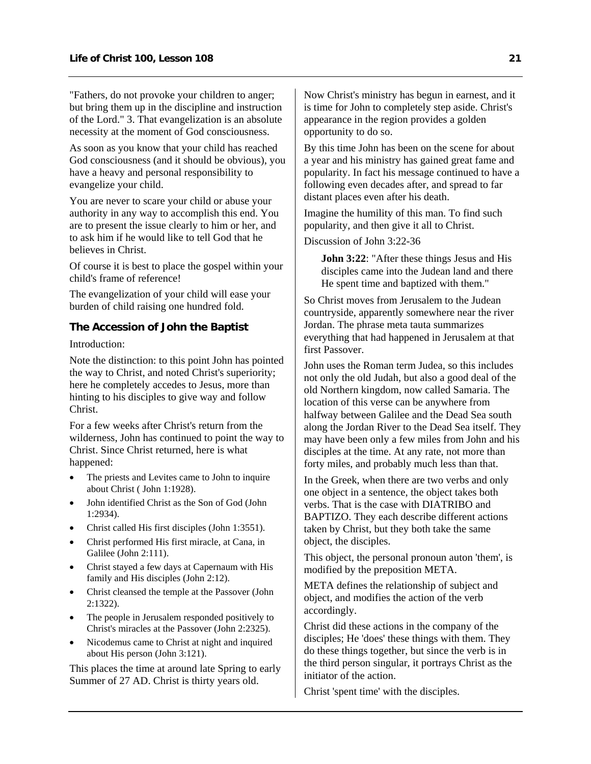"Fathers, do not provoke your children to anger; but bring them up in the discipline and instruction of the Lord." 3. That evangelization is an absolute necessity at the moment of God consciousness.

As soon as you know that your child has reached God consciousness (and it should be obvious), you have a heavy and personal responsibility to evangelize your child.

You are never to scare your child or abuse your authority in any way to accomplish this end. You are to present the issue clearly to him or her, and to ask him if he would like to tell God that he believes in Christ.

Of course it is best to place the gospel within your child's frame of reference!

The evangelization of your child will ease your burden of child raising one hundred fold.

### The Accession of John the Baptist

Introduction:

Note the distinction: to this point John has pointed the way to Christ, and noted Christ's superiority; here he completely accedes to Jesus, more than hinting to his disciples to give way and follow Christ.

For a few weeks after Christ's return from the wilderness, John has continued to point the way to Christ. Since Christ returned, here is what happened:

- The priests and Levites came to John to inquire about Christ ( John 1:1928).
- John identified Christ as the Son of God (John 1:2934).
- Christ called His first disciples (John 1:3551).
- Christ performed His first miracle, at Cana, in Galilee (John 2:111).
- Christ stayed a few days at Capernaum with His family and His disciples (John 2:12).
- Christ cleansed the temple at the Passover (John 2:1322).
- The people in Jerusalem responded positively to Christ's miracles at the Passover (John 2:2325).
- Nicodemus came to Christ at night and inquired about His person (John 3:121).

This places the time at around late Spring to early Summer of 27 AD. Christ is thirty years old.

Now Christ's ministry has begun in earnest, and it is time for John to completely step aside. Christ's appearance in the region provides a golden opportunity to do so.

By this time John has been on the scene for about a year and his ministry has gained great fame and popularity. In fact his message continued to have a following even decades after, and spread to far distant places even after his death.

Imagine the humility of this man. To find such popularity, and then give it all to Christ.

Discussion of John 3:22-36

> **John 3:22**: "After these things Jesus and His disciples came into the Judean land and there He spent time and baptized with them."

So Christ moves from Jerusalem to the Judean countryside, apparently somewhere near the river Jordan. The phrase meta tauta summarizes everything that had happened in Jerusalem at that first Passover.

John uses the Roman term Judea, so this includes not only the old Judah, but also a good deal of the old Northern kingdom, now called Samaria. The location of this verse can be anywhere from halfway between Galilee and the Dead Sea south along the Jordan River to the Dead Sea itself. They may have been only a few miles from John and his disciples at the time. At any rate, not more than forty miles, and probably much less than that.

In the Greek, when there are two verbs and only one object in a sentence, the object takes both verbs. That is the case with DIATRIBO and BAPTIZO. They each describe different actions taken by Christ, but they both take the same object, the disciples.

This object, the personal pronoun auton 'them', is modified by the preposition META.

META defines the relationship of subject and object, and modifies the action of the verb accordingly.

Christ did these actions in the company of the disciples; He 'does' these things with them. They do these things together, but since the verb is in the third person singular, it portrays Christ as the initiator of the action.

Christ 'spent time' with the disciples.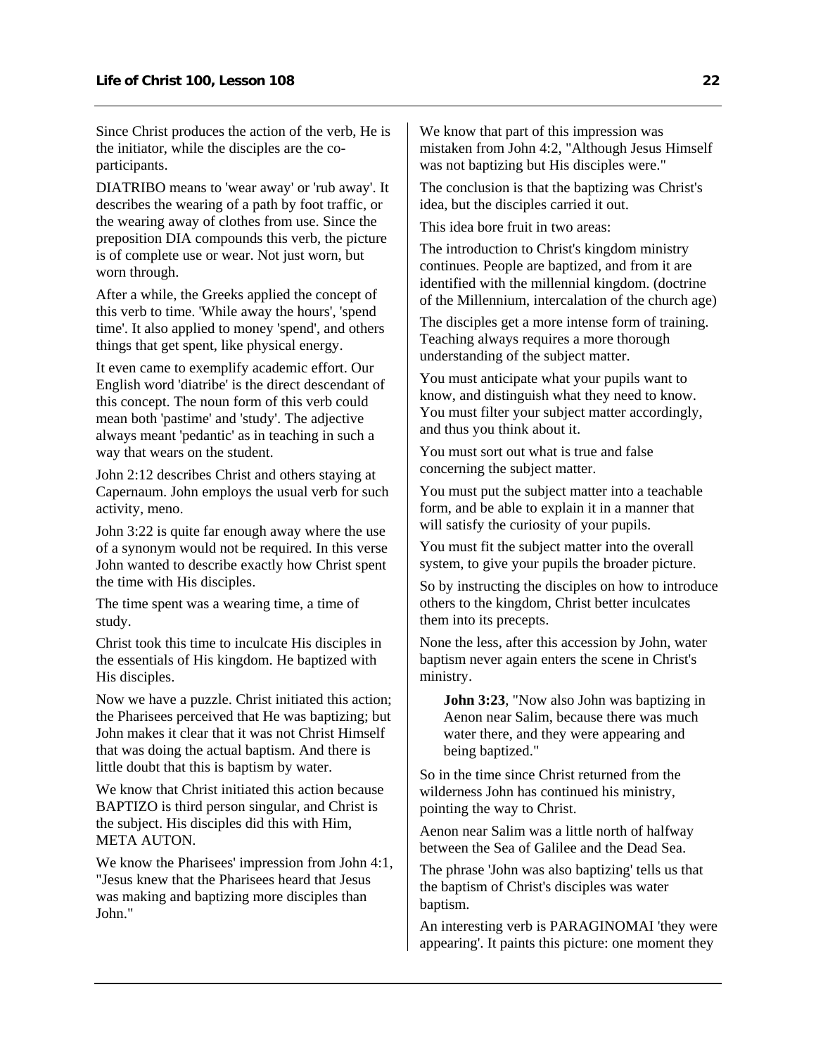Since Christ produces the action of the verb, He is the initiator, while the disciples are the co-participants.

DIATRIBO means to 'wear away' or 'rub away'. It describes the wearing of a path by foot traffic, or the wearing away of clothes from use. Since the preposition DIA compounds this verb, the picture is of complete use or wear. Not just worn, but worn through.

After a while, the Greeks applied the concept of this verb to time. 'While away the hours', 'spend time'. It also applied to money 'spend', and others things that get spent, like physical energy.

It even came to exemplify academic effort. Our English word 'diatribe' is the direct descendant of this concept. The noun form of this verb could mean both 'pastime' and 'study'. The adjective always meant 'pedantic' as in teaching in such a way that wears on the student.

John 2:12 describes Christ and others staying at Capernaum. John employs the usual verb for such activity, meno.

John 3:22 is quite far enough away where the use of a synonym would not be required. In this verse John wanted to describe exactly how Christ spent the time with His disciples.

The time spent was a wearing time, a time of study.

Christ took this time to inculcate His disciples in the essentials of His kingdom. He baptized with His disciples.

Now we have a puzzle. Christ initiated this action; the Pharisees perceived that He was baptizing; but John makes it clear that it was not Christ Himself that was doing the actual baptism. And there is little doubt that this is baptism by water.

We know that Christ initiated this action because BAPTIZO is third person singular, and Christ is the subject. His disciples did this with Him, META AUTON.

We know the Pharisees' impression from John 4:1, "Jesus knew that the Pharisees heard that Jesus was making and baptizing more disciples than John."

We know that part of this impression was mistaken from John 4:2, "Although Jesus Himself was not baptizing but His disciples were."

The conclusion is that the baptizing was Christ's idea, but the disciples carried it out.

This idea bore fruit in two areas:

The introduction to Christ's kingdom ministry continues. People are baptized, and from it are identified with the millennial kingdom. (doctrine of the Millennium, intercalation of the church age)

The disciples get a more intense form of training. Teaching always requires a more thorough understanding of the subject matter.

You must anticipate what your pupils want to know, and distinguish what they need to know. You must filter your subject matter accordingly, and thus you think about it.

You must sort out what is true and false concerning the subject matter.

You must put the subject matter into a teachable form, and be able to explain it in a manner that will satisfy the curiosity of your pupils.

You must fit the subject matter into the overall system, to give your pupils the broader picture.

So by instructing the disciples on how to introduce others to the kingdom, Christ better inculcates them into its precepts.

None the less, after this accession by John, water baptism never again enters the scene in Christ's ministry.

> **John 3:23**, "Now also John was baptizing in Aenon near Salim, because there was much water there, and they were appearing and being baptized."

So in the time since Christ returned from the wilderness John has continued his ministry, pointing the way to Christ.

Aenon near Salim was a little north of halfway between the Sea of Galilee and the Dead Sea.

The phrase 'John was also baptizing' tells us that the baptism of Christ's disciples was water baptism.

An interesting verb is PARAGINOMAI 'they were appearing'. It paints this picture: one moment they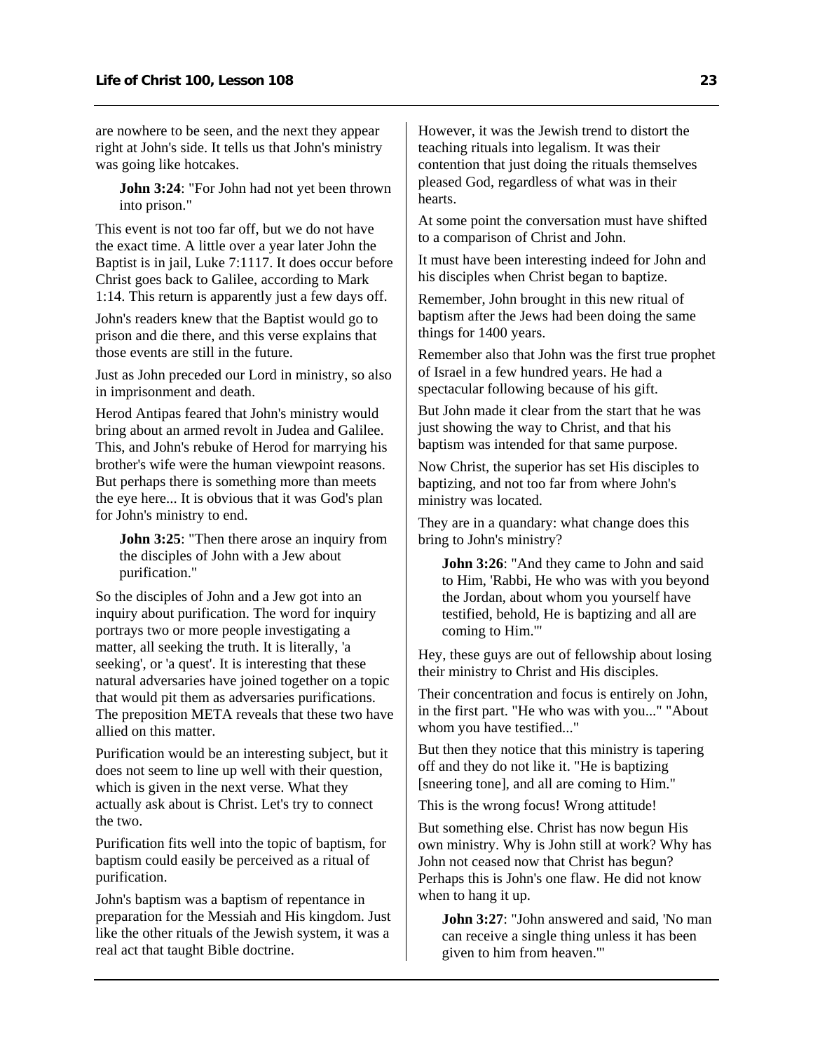are nowhere to be seen, and the next they appear right at John's side. It tells us that John's ministry was going like hotcakes.

> **John 3:24**: "For John had not yet been thrown into prison."

This event is not too far off, but we do not have the exact time. A little over a year later John the Baptist is in jail, Luke 7:1117. It does occur before Christ goes back to Galilee, according to Mark 1:14. This return is apparently just a few days off.

John's readers knew that the Baptist would go to prison and die there, and this verse explains that those events are still in the future.

Just as John preceded our Lord in ministry, so also in imprisonment and death.

Herod Antipas feared that John's ministry would bring about an armed revolt in Judea and Galilee. This, and John's rebuke of Herod for marrying his brother's wife were the human viewpoint reasons. But perhaps there is something more than meets the eye here... It is obvious that it was God's plan for John's ministry to end.

> **John 3:25**: "Then there arose an inquiry from the disciples of John with a Jew about purification."

So the disciples of John and a Jew got into an inquiry about purification. The word for inquiry portrays two or more people investigating a matter, all seeking the truth. It is literally, 'a seeking', or 'a quest'. It is interesting that these natural adversaries have joined together on a topic that would pit them as adversaries purifications. The preposition META reveals that these two have allied on this matter.

Purification would be an interesting subject, but it does not seem to line up well with their question, which is given in the next verse. What they actually ask about is Christ. Let's try to connect the two.

Purification fits well into the topic of baptism, for baptism could easily be perceived as a ritual of purification.

John's baptism was a baptism of repentance in preparation for the Messiah and His kingdom. Just like the other rituals of the Jewish system, it was a real act that taught Bible doctrine.

However, it was the Jewish trend to distort the teaching rituals into legalism. It was their contention that just doing the rituals themselves pleased God, regardless of what was in their hearts.

At some point the conversation must have shifted to a comparison of Christ and John.

It must have been interesting indeed for John and his disciples when Christ began to baptize.

Remember, John brought in this new ritual of baptism after the Jews had been doing the same things for 1400 years.

Remember also that John was the first true prophet of Israel in a few hundred years. He had a spectacular following because of his gift.

But John made it clear from the start that he was just showing the way to Christ, and that his baptism was intended for that same purpose.

Now Christ, the superior has set His disciples to baptizing, and not too far from where John's ministry was located.

They are in a quandary: what change does this bring to John's ministry?

> **John 3:26**: "And they came to John and said to Him, 'Rabbi, He who was with you beyond the Jordan, about whom you yourself have testified, behold, He is baptizing and all are coming to Him.'"

Hey, these guys are out of fellowship about losing their ministry to Christ and His disciples.

Their concentration and focus is entirely on John, in the first part. "He who was with you..." "About whom you have testified..."

But then they notice that this ministry is tapering off and they do not like it. "He is baptizing [sneering tone], and all are coming to Him."

This is the wrong focus! Wrong attitude!

But something else. Christ has now begun His own ministry. Why is John still at work? Why has John not ceased now that Christ has begun? Perhaps this is John's one flaw. He did not know when to hang it up.

> **John 3:27**: "John answered and said, 'No man can receive a single thing unless it has been given to him from heaven.'"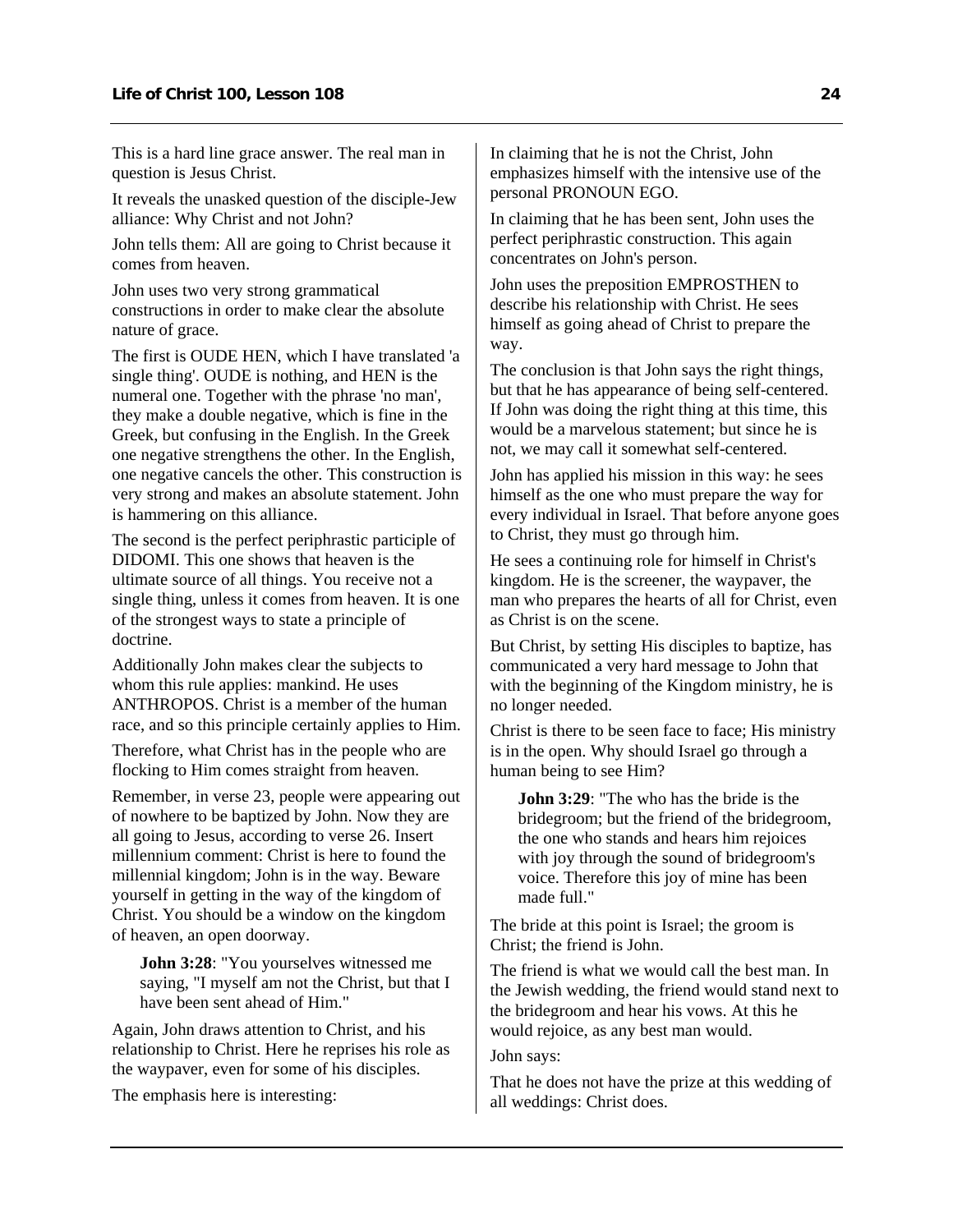This is a hard line grace answer. The real man in question is Jesus Christ.

It reveals the unasked question of the disciple-Jew alliance: Why Christ and not John?

John tells them: All are going to Christ because it comes from heaven.

John uses two very strong grammatical constructions in order to make clear the absolute nature of grace.

The first is OUDE HEN, which I have translated 'a single thing'. OUDE is nothing, and HEN is the numeral one. Together with the phrase 'no man', they make a double negative, which is fine in the Greek, but confusing in the English. In the Greek one negative strengthens the other. In the English, one negative cancels the other. This construction is very strong and makes an absolute statement. John is hammering on this alliance.

The second is the perfect periphrastic participle of DIDOMI. This one shows that heaven is the ultimate source of all things. You receive not a single thing, unless it comes from heaven. It is one of the strongest ways to state a principle of doctrine.

Additionally John makes clear the subjects to whom this rule applies: mankind. He uses ANTHROPOS. Christ is a member of the human race, and so this principle certainly applies to Him.

Therefore, what Christ has in the people who are flocking to Him comes straight from heaven.

Remember, in verse 23, people were appearing out of nowhere to be baptized by John. Now they are all going to Jesus, according to verse 26. Insert millennium comment: Christ is here to found the millennial kingdom; John is in the way. Beware yourself in getting in the way of the kingdom of Christ. You should be a window on the kingdom of heaven, an open doorway.

> **John 3:28**: "You yourselves witnessed me saying, "I myself am not the Christ, but that I have been sent ahead of Him."

Again, John draws attention to Christ, and his relationship to Christ. Here he reprises his role as the waypaver, even for some of his disciples.

The emphasis here is interesting:

In claiming that he is not the Christ, John emphasizes himself with the intensive use of the personal PRONOUN EGO.

In claiming that he has been sent, John uses the perfect periphrastic construction. This again concentrates on John's person.

John uses the preposition EMPROSTHEN to describe his relationship with Christ. He sees himself as going ahead of Christ to prepare the way.

The conclusion is that John says the right things, but that he has appearance of being self-centered. If John was doing the right thing at this time, this would be a marvelous statement; but since he is not, we may call it somewhat self-centered.

John has applied his mission in this way: he sees himself as the one who must prepare the way for every individual in Israel. That before anyone goes to Christ, they must go through him.

He sees a continuing role for himself in Christ's kingdom. He is the screener, the waypaver, the man who prepares the hearts of all for Christ, even as Christ is on the scene.

But Christ, by setting His disciples to baptize, has communicated a very hard message to John that with the beginning of the Kingdom ministry, he is no longer needed.

Christ is there to be seen face to face; His ministry is in the open. Why should Israel go through a human being to see Him?

> **John 3:29**: "The who has the bride is the bridegroom; but the friend of the bridegroom, the one who stands and hears him rejoices with joy through the sound of bridegroom's voice. Therefore this joy of mine has been made full."

The bride at this point is Israel; the groom is Christ; the friend is John.

The friend is what we would call the best man. In the Jewish wedding, the friend would stand next to the bridegroom and hear his vows. At this he would rejoice, as any best man would.

John says:

That he does not have the prize at this wedding of all weddings: Christ does.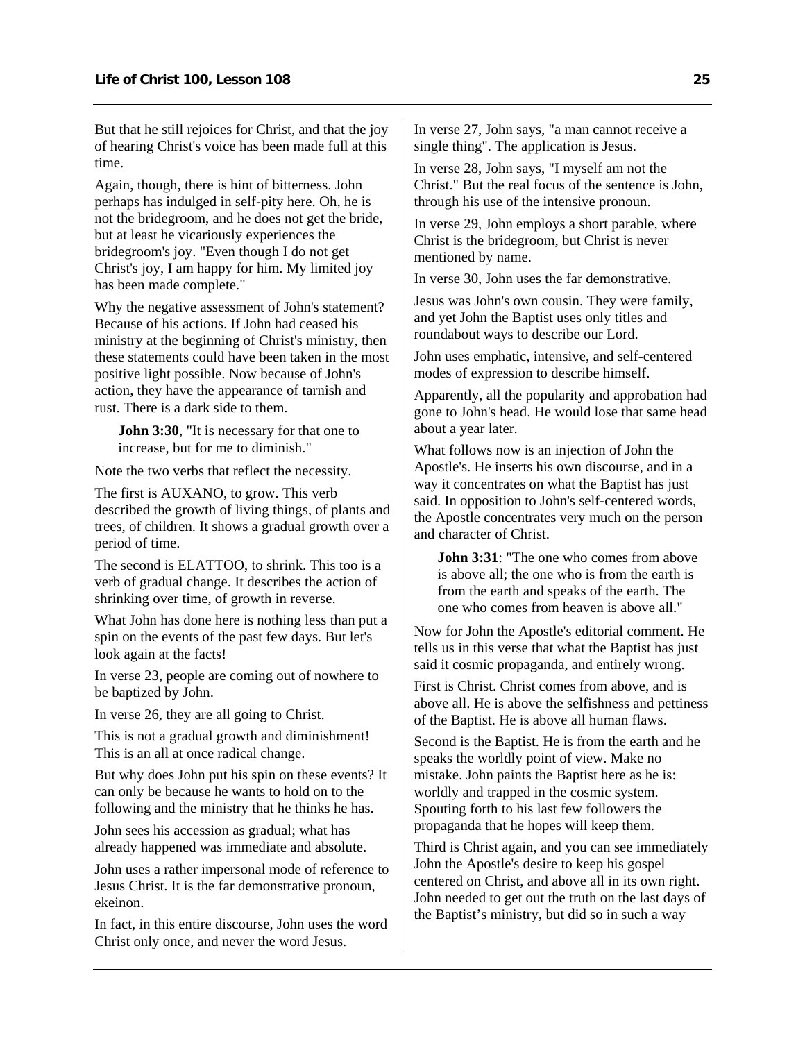But that he still rejoices for Christ, and that the joy of hearing Christ's voice has been made full at this time.

Again, though, there is hint of bitterness. John perhaps has indulged in self-pity here. Oh, he is not the bridegroom, and he does not get the bride, but at least he vicariously experiences the bridegroom's joy. "Even though I do not get Christ's joy, I am happy for him. My limited joy has been made complete."

Why the negative assessment of John's statement? Because of his actions. If John had ceased his ministry at the beginning of Christ's ministry, then these statements could have been taken in the most positive light possible. Now because of John's action, they have the appearance of tarnish and rust. There is a dark side to them.

> **John 3:30**, "It is necessary for that one to increase, but for me to diminish."

Note the two verbs that reflect the necessity.

The first is AUXANO, to grow. This verb described the growth of living things, of plants and trees, of children. It shows a gradual growth over a period of time.

The second is ELATTOO, to shrink. This too is a verb of gradual change. It describes the action of shrinking over time, of growth in reverse.

What John has done here is nothing less than put a spin on the events of the past few days. But let's look again at the facts!

In verse 23, people are coming out of nowhere to be baptized by John.

In verse 26, they are all going to Christ.

This is not a gradual growth and diminishment! This is an all at once radical change.

But why does John put his spin on these events? It can only be because he wants to hold on to the following and the ministry that he thinks he has.

John sees his accession as gradual; what has already happened was immediate and absolute.

John uses a rather impersonal mode of reference to Jesus Christ. It is the far demonstrative pronoun, ekeinon.

In fact, in this entire discourse, John uses the word Christ only once, and never the word Jesus.

In verse 27, John says, "a man cannot receive a single thing". The application is Jesus.

In verse 28, John says, "I myself am not the Christ." But the real focus of the sentence is John, through his use of the intensive pronoun.

In verse 29, John employs a short parable, where Christ is the bridegroom, but Christ is never mentioned by name.

In verse 30, John uses the far demonstrative.

Jesus was John's own cousin. They were family, and yet John the Baptist uses only titles and roundabout ways to describe our Lord.

John uses emphatic, intensive, and self-centered modes of expression to describe himself.

Apparently, all the popularity and approbation had gone to John's head. He would lose that same head about a year later.

What follows now is an injection of John the Apostle's. He inserts his own discourse, and in a way it concentrates on what the Baptist has just said. In opposition to John's self-centered words, the Apostle concentrates very much on the person and character of Christ.

> **John 3:31**: "The one who comes from above is above all; the one who is from the earth is from the earth and speaks of the earth. The one who comes from heaven is above all."

Now for John the Apostle's editorial comment. He tells us in this verse that what the Baptist has just said it cosmic propaganda, and entirely wrong.

First is Christ. Christ comes from above, and is above all. He is above the selfishness and pettiness of the Baptist. He is above all human flaws.

Second is the Baptist. He is from the earth and he speaks the worldly point of view. Make no mistake. John paints the Baptist here as he is: worldly and trapped in the cosmic system. Spouting forth to his last few followers the propaganda that he hopes will keep them.

Third is Christ again, and you can see immediately John the Apostle's desire to keep his gospel centered on Christ, and above all in its own right. John needed to get out the truth on the last days of the Baptist's ministry, but did so in such a way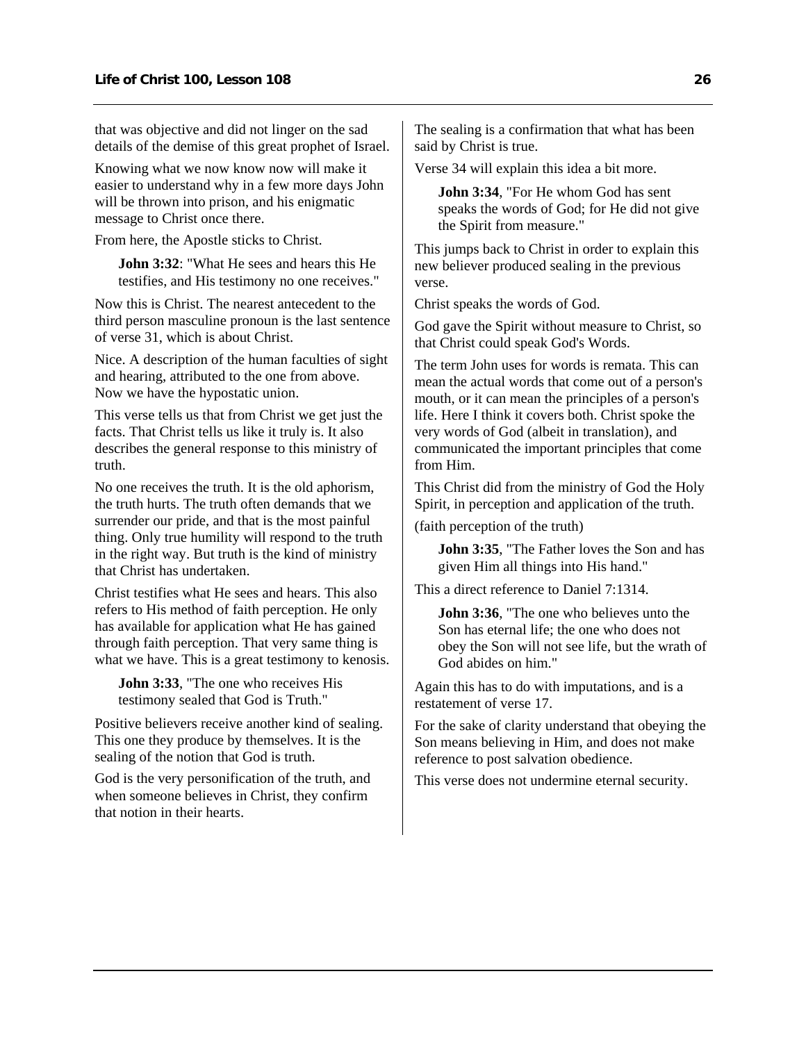that was objective and did not linger on the sad details of the demise of this great prophet of Israel.

Knowing what we now know now will make it easier to understand why in a few more days John will be thrown into prison, and his enigmatic message to Christ once there.

From here, the Apostle sticks to Christ.

> **John 3:32**: "What He sees and hears this He testifies, and His testimony no one receives."

Now this is Christ. The nearest antecedent to the third person masculine pronoun is the last sentence of verse 31, which is about Christ.

Nice. A description of the human faculties of sight and hearing, attributed to the one from above. Now we have the hypostatic union.

This verse tells us that from Christ we get just the facts. That Christ tells us like it truly is. It also describes the general response to this ministry of truth.

No one receives the truth. It is the old aphorism, the truth hurts. The truth often demands that we surrender our pride, and that is the most painful thing. Only true humility will respond to the truth in the right way. But truth is the kind of ministry that Christ has undertaken.

Christ testifies what He sees and hears. This also refers to His method of faith perception. He only has available for application what He has gained through faith perception. That very same thing is what we have. This is a great testimony to kenosis.

> **John 3:33**, "The one who receives His testimony sealed that God is Truth."

Positive believers receive another kind of sealing. This one they produce by themselves. It is the sealing of the notion that God is truth.

God is the very personification of the truth, and when someone believes in Christ, they confirm that notion in their hearts.

The sealing is a confirmation that what has been said by Christ is true.

Verse 34 will explain this idea a bit more.

> **John 3:34**, "For He whom God has sent speaks the words of God; for He did not give the Spirit from measure."

This jumps back to Christ in order to explain this new believer produced sealing in the previous verse.

Christ speaks the words of God.

God gave the Spirit without measure to Christ, so that Christ could speak God's Words.

The term John uses for words is remata. This can mean the actual words that come out of a person's mouth, or it can mean the principles of a person's life. Here I think it covers both. Christ spoke the very words of God (albeit in translation), and communicated the important principles that come from Him.

This Christ did from the ministry of God the Holy Spirit, in perception and application of the truth.

(faith perception of the truth)

> **John 3:35**, "The Father loves the Son and has given Him all things into His hand."

This a direct reference to Daniel 7:1314.

> **John 3:36**, "The one who believes unto the Son has eternal life; the one who does not obey the Son will not see life, but the wrath of God abides on him."

Again this has to do with imputations, and is a restatement of verse 17.

For the sake of clarity understand that obeying the Son means believing in Him, and does not make reference to post salvation obedience.

This verse does not undermine eternal security.